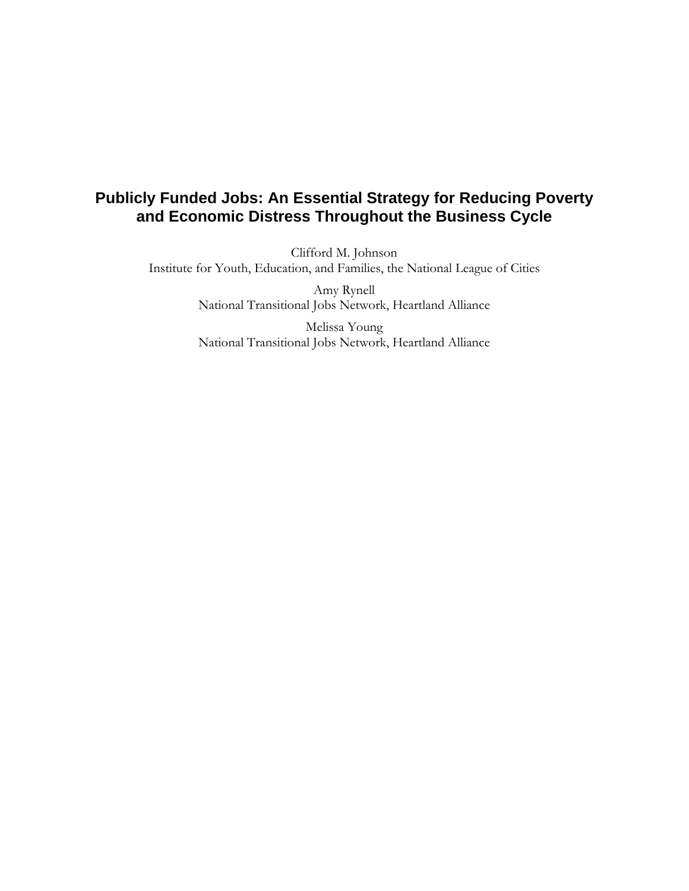# Publicly Funded Jobs: An Essential Strategy for Reducing Poverty and Economic Distress Throughout the Business Cycle

Clifford M. Johnson
Institute for Youth, Education, and Families, the National League of Cities

Amy Rynell
National Transitional Jobs Network, Heartland Alliance

Melissa Young
National Transitional Jobs Network, Heartland Alliance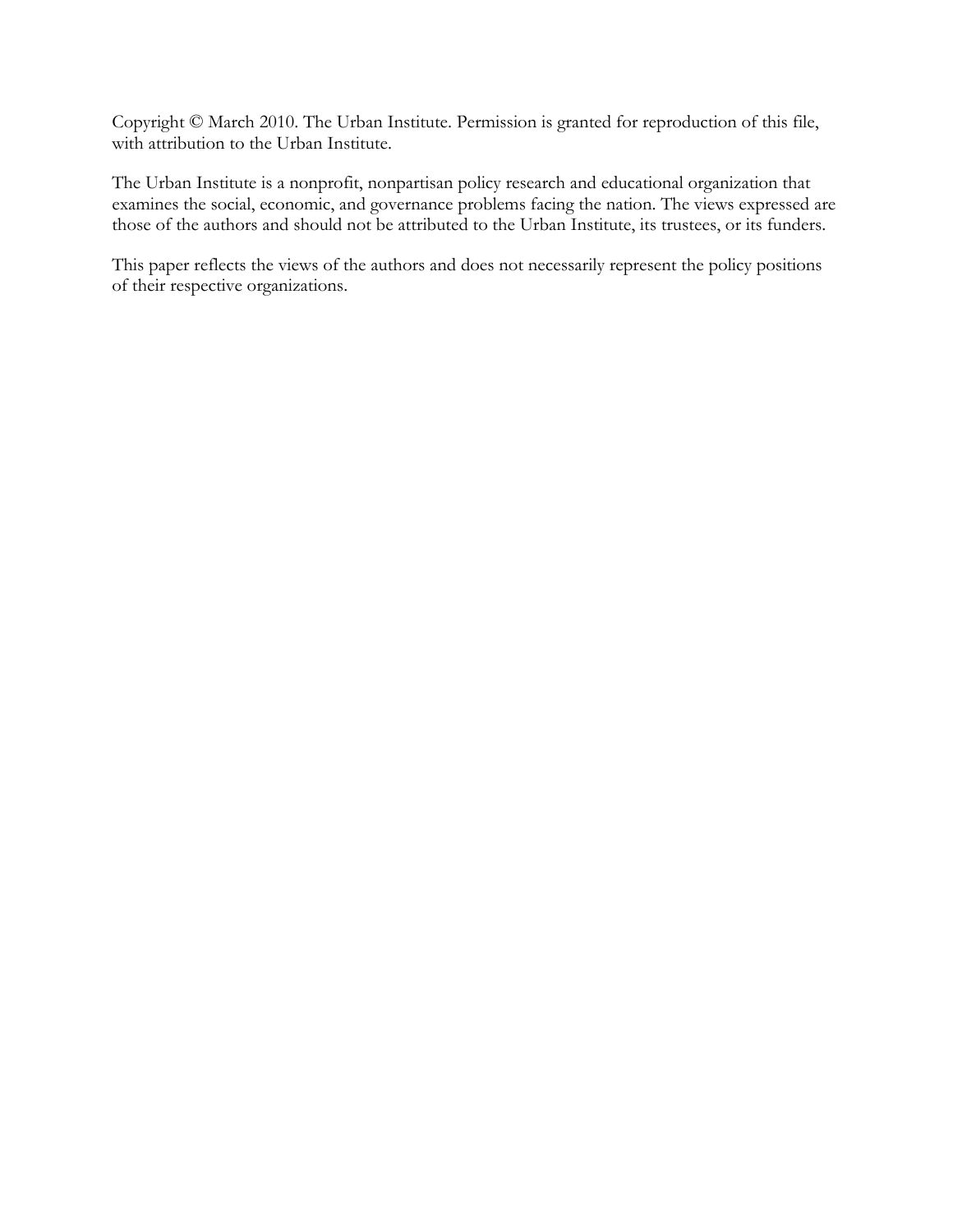Copyright © March 2010. The Urban Institute. Permission is granted for reproduction of this file, with attribution to the Urban Institute.

The Urban Institute is a nonprofit, nonpartisan policy research and educational organization that examines the social, economic, and governance problems facing the nation. The views expressed are those of the authors and should not be attributed to the Urban Institute, its trustees, or its funders.

This paper reflects the views of the authors and does not necessarily represent the policy positions of their respective organizations.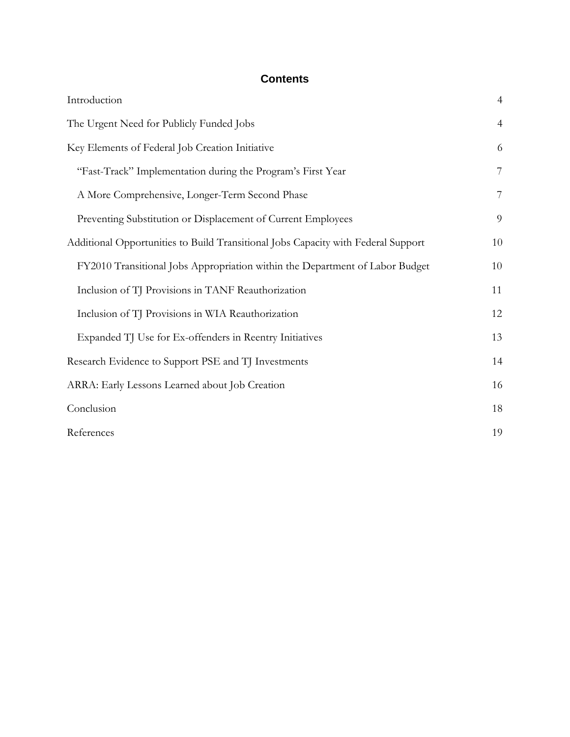## Contents

| | |
|---|---|
| Introduction | 4 |
| The Urgent Need for Publicly Funded Jobs | 4 |
| Key Elements of Federal Job Creation Initiative | 6 |
| "Fast-Track" Implementation during the Program's First Year | 7 |
| A More Comprehensive, Longer-Term Second Phase | 7 |
| Preventing Substitution or Displacement of Current Employees | 9 |
| Additional Opportunities to Build Transitional Jobs Capacity with Federal Support | 10 |
| FY2010 Transitional Jobs Appropriation within the Department of Labor Budget | 10 |
| Inclusion of TJ Provisions in TANF Reauthorization | 11 |
| Inclusion of TJ Provisions in WIA Reauthorization | 12 |
| Expanded TJ Use for Ex-offenders in Reentry Initiatives | 13 |
| Research Evidence to Support PSE and TJ Investments | 14 |
| ARRA: Early Lessons Learned about Job Creation | 16 |
| Conclusion | 18 |
| References | 19 |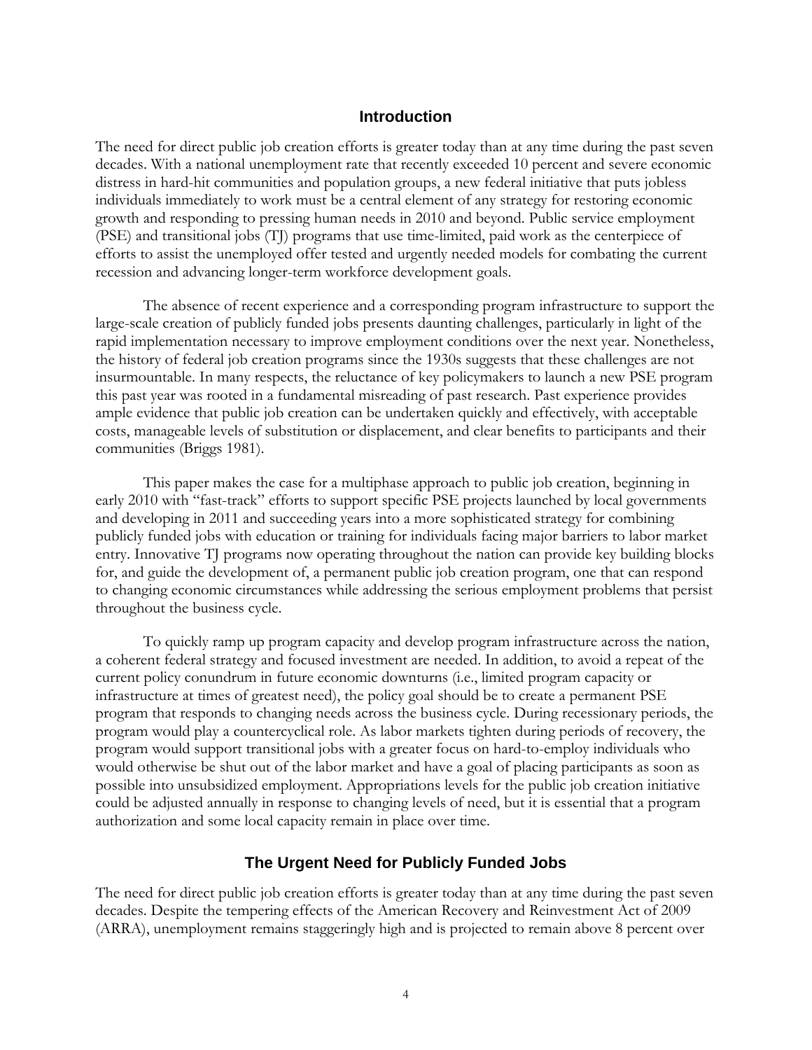## Introduction

The need for direct public job creation efforts is greater today than at any time during the past seven decades. With a national unemployment rate that recently exceeded 10 percent and severe economic distress in hard-hit communities and population groups, a new federal initiative that puts jobless individuals immediately to work must be a central element of any strategy for restoring economic growth and responding to pressing human needs in 2010 and beyond. Public service employment (PSE) and transitional jobs (TJ) programs that use time-limited, paid work as the centerpiece of efforts to assist the unemployed offer tested and urgently needed models for combating the current recession and advancing longer-term workforce development goals.

The absence of recent experience and a corresponding program infrastructure to support the large-scale creation of publicly funded jobs presents daunting challenges, particularly in light of the rapid implementation necessary to improve employment conditions over the next year. Nonetheless, the history of federal job creation programs since the 1930s suggests that these challenges are not insurmountable. In many respects, the reluctance of key policymakers to launch a new PSE program this past year was rooted in a fundamental misreading of past research. Past experience provides ample evidence that public job creation can be undertaken quickly and effectively, with acceptable costs, manageable levels of substitution or displacement, and clear benefits to participants and their communities (Briggs 1981).

This paper makes the case for a multiphase approach to public job creation, beginning in early 2010 with "fast-track" efforts to support specific PSE projects launched by local governments and developing in 2011 and succeeding years into a more sophisticated strategy for combining publicly funded jobs with education or training for individuals facing major barriers to labor market entry. Innovative TJ programs now operating throughout the nation can provide key building blocks for, and guide the development of, a permanent public job creation program, one that can respond to changing economic circumstances while addressing the serious employment problems that persist throughout the business cycle.

To quickly ramp up program capacity and develop program infrastructure across the nation, a coherent federal strategy and focused investment are needed. In addition, to avoid a repeat of the current policy conundrum in future economic downturns (i.e., limited program capacity or infrastructure at times of greatest need), the policy goal should be to create a permanent PSE program that responds to changing needs across the business cycle. During recessionary periods, the program would play a countercyclical role. As labor markets tighten during periods of recovery, the program would support transitional jobs with a greater focus on hard-to-employ individuals who would otherwise be shut out of the labor market and have a goal of placing participants as soon as possible into unsubsidized employment. Appropriations levels for the public job creation initiative could be adjusted annually in response to changing levels of need, but it is essential that a program authorization and some local capacity remain in place over time.

## The Urgent Need for Publicly Funded Jobs

The need for direct public job creation efforts is greater today than at any time during the past seven decades. Despite the tempering effects of the American Recovery and Reinvestment Act of 2009 (ARRA), unemployment remains staggeringly high and is projected to remain above 8 percent over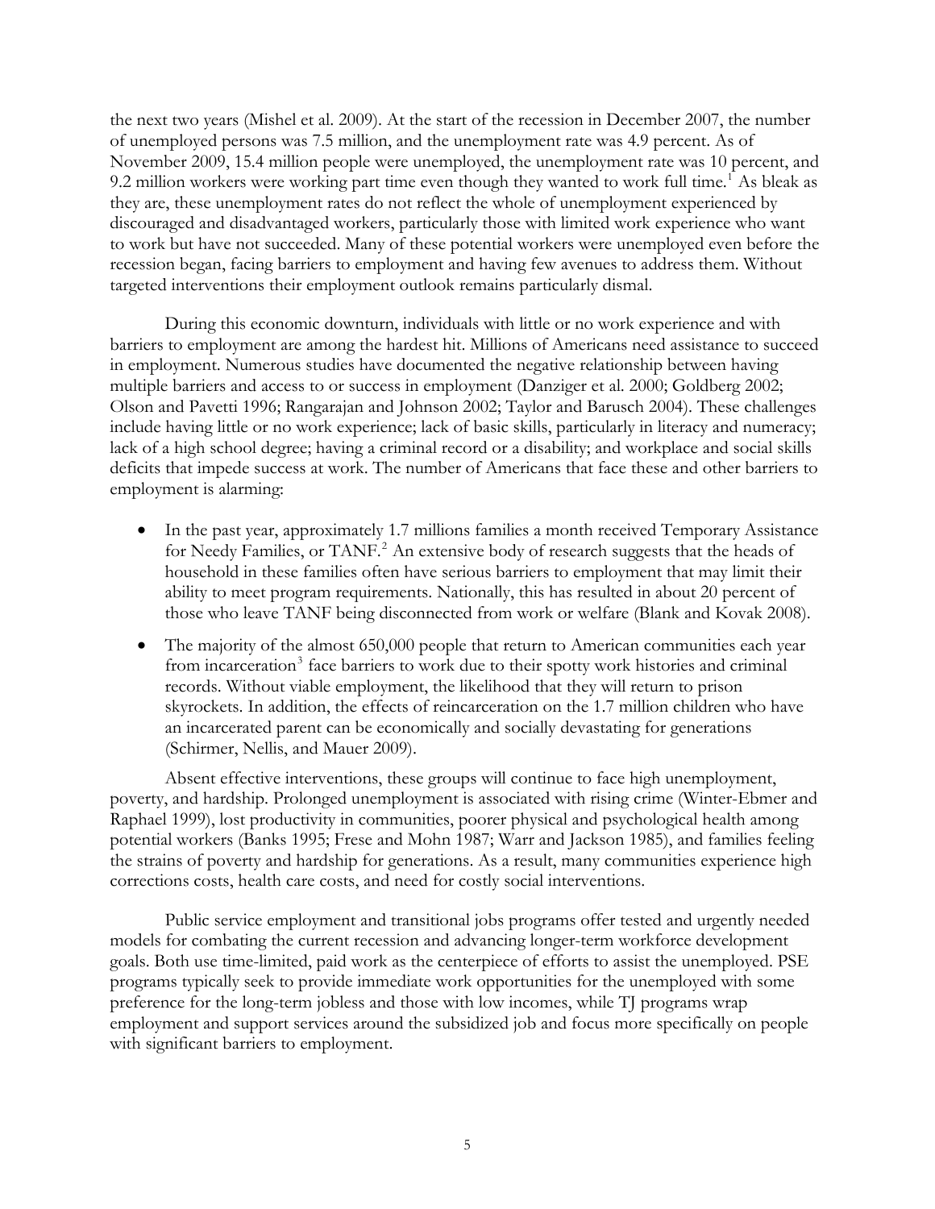the next two years (Mishel et al. 2009). At the start of the recession in December 2007, the number of unemployed persons was 7.5 million, and the unemployment rate was 4.9 percent. As of November 2009, 15.4 million people were unemployed, the unemployment rate was 10 percent, and 9.2 million workers were working part time even though they wanted to work full time.[1] As bleak as they are, these unemployment rates do not reflect the whole of unemployment experienced by discouraged and disadvantaged workers, particularly those with limited work experience who want to work but have not succeeded. Many of these potential workers were unemployed even before the recession began, facing barriers to employment and having few avenues to address them. Without targeted interventions their employment outlook remains particularly dismal.

During this economic downturn, individuals with little or no work experience and with barriers to employment are among the hardest hit. Millions of Americans need assistance to succeed in employment. Numerous studies have documented the negative relationship between having multiple barriers and access to or success in employment (Danziger et al. 2000; Goldberg 2002; Olson and Pavetti 1996; Rangarajan and Johnson 2002; Taylor and Barusch 2004). These challenges include having little or no work experience; lack of basic skills, particularly in literacy and numeracy; lack of a high school degree; having a criminal record or a disability; and workplace and social skills deficits that impede success at work. The number of Americans that face these and other barriers to employment is alarming:

- In the past year, approximately 1.7 millions families a month received Temporary Assistance for Needy Families, or TANF.[2] An extensive body of research suggests that the heads of household in these families often have serious barriers to employment that may limit their ability to meet program requirements. Nationally, this has resulted in about 20 percent of those who leave TANF being disconnected from work or welfare (Blank and Kovak 2008).
- The majority of the almost 650,000 people that return to American communities each year from incarceration[3] face barriers to work due to their spotty work histories and criminal records. Without viable employment, the likelihood that they will return to prison skyrockets. In addition, the effects of reincarceration on the 1.7 million children who have an incarcerated parent can be economically and socially devastating for generations (Schirmer, Nellis, and Mauer 2009).

Absent effective interventions, these groups will continue to face high unemployment, poverty, and hardship. Prolonged unemployment is associated with rising crime (Winter-Ebmer and Raphael 1999), lost productivity in communities, poorer physical and psychological health among potential workers (Banks 1995; Frese and Mohn 1987; Warr and Jackson 1985), and families feeling the strains of poverty and hardship for generations. As a result, many communities experience high corrections costs, health care costs, and need for costly social interventions.

Public service employment and transitional jobs programs offer tested and urgently needed models for combating the current recession and advancing longer-term workforce development goals. Both use time-limited, paid work as the centerpiece of efforts to assist the unemployed. PSE programs typically seek to provide immediate work opportunities for the unemployed with some preference for the long-term jobless and those with low incomes, while TJ programs wrap employment and support services around the subsidized job and focus more specifically on people with significant barriers to employment.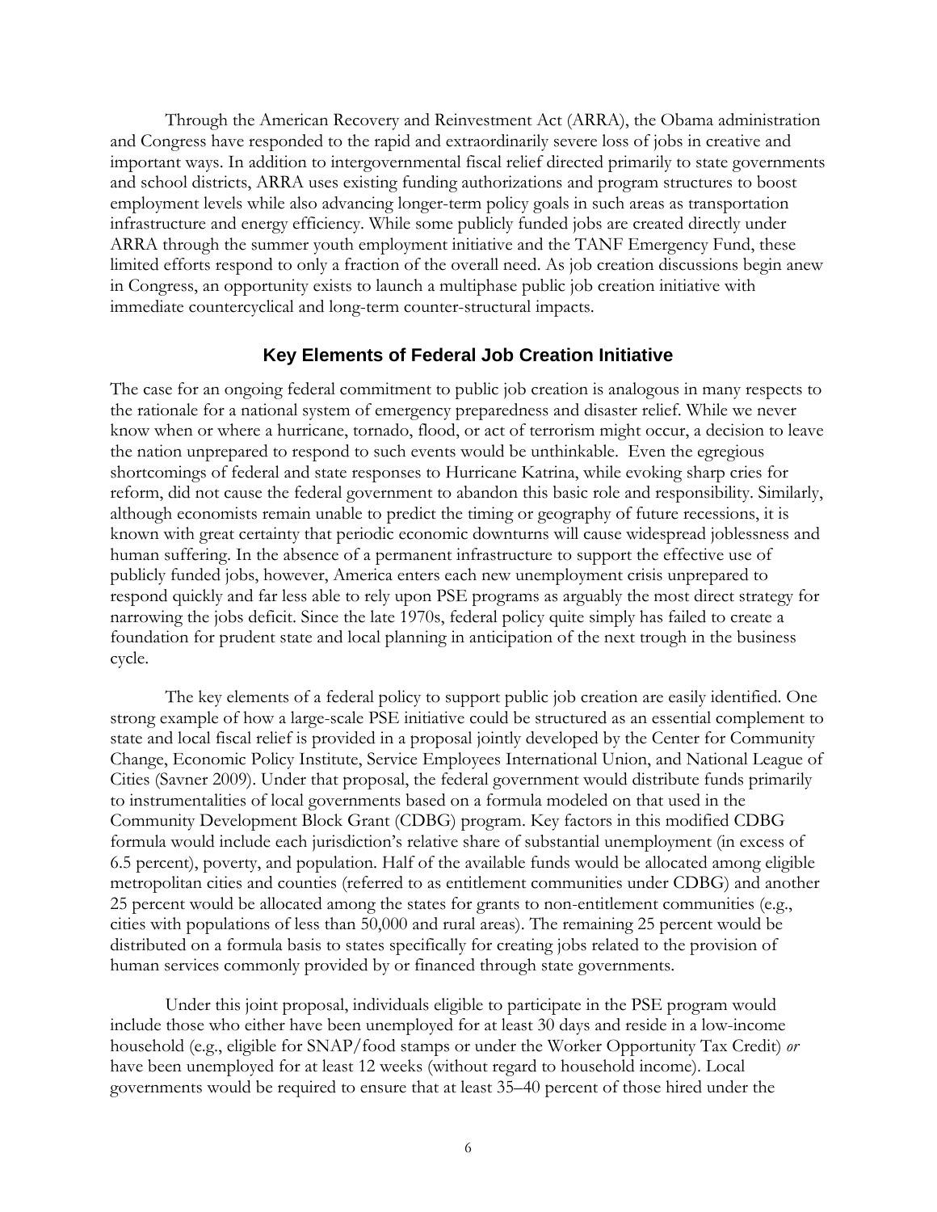Through the American Recovery and Reinvestment Act (ARRA), the Obama administration and Congress have responded to the rapid and extraordinarily severe loss of jobs in creative and important ways. In addition to intergovernmental fiscal relief directed primarily to state governments and school districts, ARRA uses existing funding authorizations and program structures to boost employment levels while also advancing longer-term policy goals in such areas as transportation infrastructure and energy efficiency. While some publicly funded jobs are created directly under ARRA through the summer youth employment initiative and the TANF Emergency Fund, these limited efforts respond to only a fraction of the overall need. As job creation discussions begin anew in Congress, an opportunity exists to launch a multiphase public job creation initiative with immediate countercyclical and long-term counter-structural impacts.

## Key Elements of Federal Job Creation Initiative

The case for an ongoing federal commitment to public job creation is analogous in many respects to the rationale for a national system of emergency preparedness and disaster relief. While we never know when or where a hurricane, tornado, flood, or act of terrorism might occur, a decision to leave the nation unprepared to respond to such events would be unthinkable. Even the egregious shortcomings of federal and state responses to Hurricane Katrina, while evoking sharp cries for reform, did not cause the federal government to abandon this basic role and responsibility. Similarly, although economists remain unable to predict the timing or geography of future recessions, it is known with great certainty that periodic economic downturns will cause widespread joblessness and human suffering. In the absence of a permanent infrastructure to support the effective use of publicly funded jobs, however, America enters each new unemployment crisis unprepared to respond quickly and far less able to rely upon PSE programs as arguably the most direct strategy for narrowing the jobs deficit. Since the late 1970s, federal policy quite simply has failed to create a foundation for prudent state and local planning in anticipation of the next trough in the business cycle.

The key elements of a federal policy to support public job creation are easily identified. One strong example of how a large-scale PSE initiative could be structured as an essential complement to state and local fiscal relief is provided in a proposal jointly developed by the Center for Community Change, Economic Policy Institute, Service Employees International Union, and National League of Cities (Savner 2009). Under that proposal, the federal government would distribute funds primarily to instrumentalities of local governments based on a formula modeled on that used in the Community Development Block Grant (CDBG) program. Key factors in this modified CDBG formula would include each jurisdiction's relative share of substantial unemployment (in excess of 6.5 percent), poverty, and population. Half of the available funds would be allocated among eligible metropolitan cities and counties (referred to as entitlement communities under CDBG) and another 25 percent would be allocated among the states for grants to non-entitlement communities (e.g., cities with populations of less than 50,000 and rural areas). The remaining 25 percent would be distributed on a formula basis to states specifically for creating jobs related to the provision of human services commonly provided by or financed through state governments.

Under this joint proposal, individuals eligible to participate in the PSE program would include those who either have been unemployed for at least 30 days and reside in a low-income household (e.g., eligible for SNAP/food stamps or under the Worker Opportunity Tax Credit) *or* have been unemployed for at least 12 weeks (without regard to household income). Local governments would be required to ensure that at least 35–40 percent of those hired under the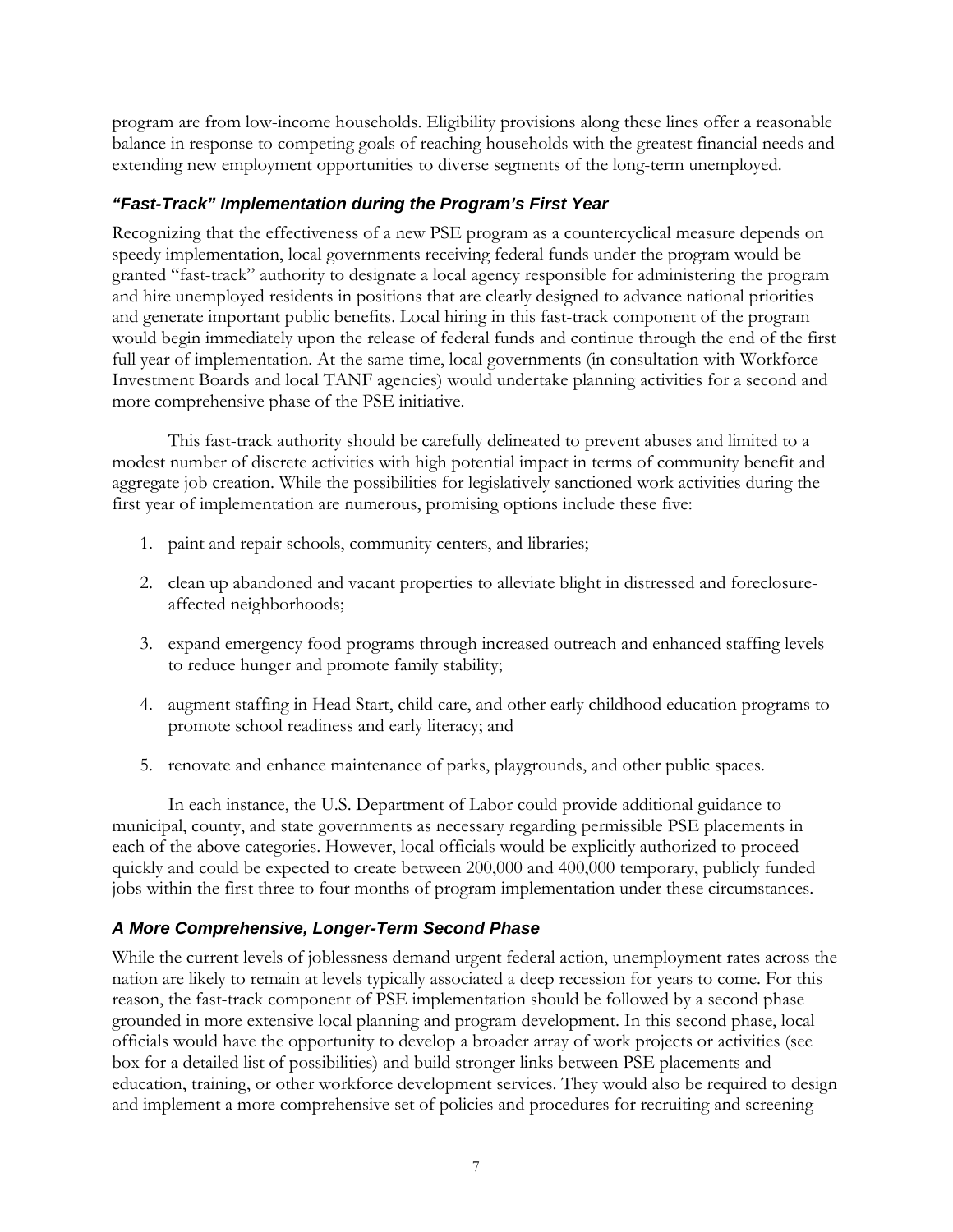program are from low-income households. Eligibility provisions along these lines offer a reasonable balance in response to competing goals of reaching households with the greatest financial needs and extending new employment opportunities to diverse segments of the long-term unemployed.

### *"Fast-Track" Implementation during the Program's First Year*

Recognizing that the effectiveness of a new PSE program as a countercyclical measure depends on speedy implementation, local governments receiving federal funds under the program would be granted "fast-track" authority to designate a local agency responsible for administering the program and hire unemployed residents in positions that are clearly designed to advance national priorities and generate important public benefits. Local hiring in this fast-track component of the program would begin immediately upon the release of federal funds and continue through the end of the first full year of implementation. At the same time, local governments (in consultation with Workforce Investment Boards and local TANF agencies) would undertake planning activities for a second and more comprehensive phase of the PSE initiative.

This fast-track authority should be carefully delineated to prevent abuses and limited to a modest number of discrete activities with high potential impact in terms of community benefit and aggregate job creation. While the possibilities for legislatively sanctioned work activities during the first year of implementation are numerous, promising options include these five:

1. paint and repair schools, community centers, and libraries;
2. clean up abandoned and vacant properties to alleviate blight in distressed and foreclosure-affected neighborhoods;
3. expand emergency food programs through increased outreach and enhanced staffing levels to reduce hunger and promote family stability;
4. augment staffing in Head Start, child care, and other early childhood education programs to promote school readiness and early literacy; and
5. renovate and enhance maintenance of parks, playgrounds, and other public spaces.

In each instance, the U.S. Department of Labor could provide additional guidance to municipal, county, and state governments as necessary regarding permissible PSE placements in each of the above categories. However, local officials would be explicitly authorized to proceed quickly and could be expected to create between 200,000 and 400,000 temporary, publicly funded jobs within the first three to four months of program implementation under these circumstances.

### *A More Comprehensive, Longer-Term Second Phase*

While the current levels of joblessness demand urgent federal action, unemployment rates across the nation are likely to remain at levels typically associated a deep recession for years to come. For this reason, the fast-track component of PSE implementation should be followed by a second phase grounded in more extensive local planning and program development. In this second phase, local officials would have the opportunity to develop a broader array of work projects or activities (see box for a detailed list of possibilities) and build stronger links between PSE placements and education, training, or other workforce development services. They would also be required to design and implement a more comprehensive set of policies and procedures for recruiting and screening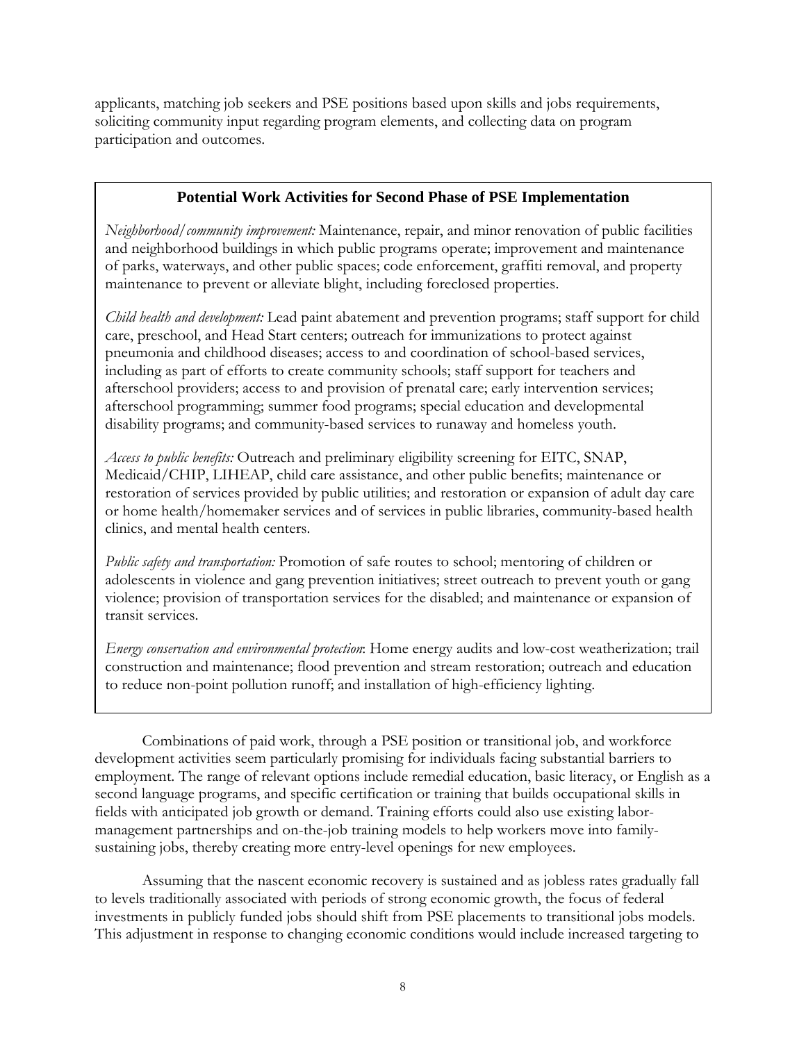applicants, matching job seekers and PSE positions based upon skills and jobs requirements, soliciting community input regarding program elements, and collecting data on program participation and outcomes.

> **Potential Work Activities for Second Phase of PSE Implementation**
>
> *Neighborhood/community improvement:* Maintenance, repair, and minor renovation of public facilities and neighborhood buildings in which public programs operate; improvement and maintenance of parks, waterways, and other public spaces; code enforcement, graffiti removal, and property maintenance to prevent or alleviate blight, including foreclosed properties.
>
> *Child health and development:* Lead paint abatement and prevention programs; staff support for child care, preschool, and Head Start centers; outreach for immunizations to protect against pneumonia and childhood diseases; access to and coordination of school-based services, including as part of efforts to create community schools; staff support for teachers and afterschool providers; access to and provision of prenatal care; early intervention services; afterschool programming; summer food programs; special education and developmental disability programs; and community-based services to runaway and homeless youth.
>
> *Access to public benefits:* Outreach and preliminary eligibility screening for EITC, SNAP, Medicaid/CHIP, LIHEAP, child care assistance, and other public benefits; maintenance or restoration of services provided by public utilities; and restoration or expansion of adult day care or home health/homemaker services and of services in public libraries, community-based health clinics, and mental health centers.
>
> *Public safety and transportation:* Promotion of safe routes to school; mentoring of children or adolescents in violence and gang prevention initiatives; street outreach to prevent youth or gang violence; provision of transportation services for the disabled; and maintenance or expansion of transit services.
>
> *Energy conservation and environmental protection*: Home energy audits and low-cost weatherization; trail construction and maintenance; flood prevention and stream restoration; outreach and education to reduce non-point pollution runoff; and installation of high-efficiency lighting.

Combinations of paid work, through a PSE position or transitional job, and workforce development activities seem particularly promising for individuals facing substantial barriers to employment. The range of relevant options include remedial education, basic literacy, or English as a second language programs, and specific certification or training that builds occupational skills in fields with anticipated job growth or demand. Training efforts could also use existing labor-management partnerships and on-the-job training models to help workers move into family-sustaining jobs, thereby creating more entry-level openings for new employees.

Assuming that the nascent economic recovery is sustained and as jobless rates gradually fall to levels traditionally associated with periods of strong economic growth, the focus of federal investments in publicly funded jobs should shift from PSE placements to transitional jobs models. This adjustment in response to changing economic conditions would include increased targeting to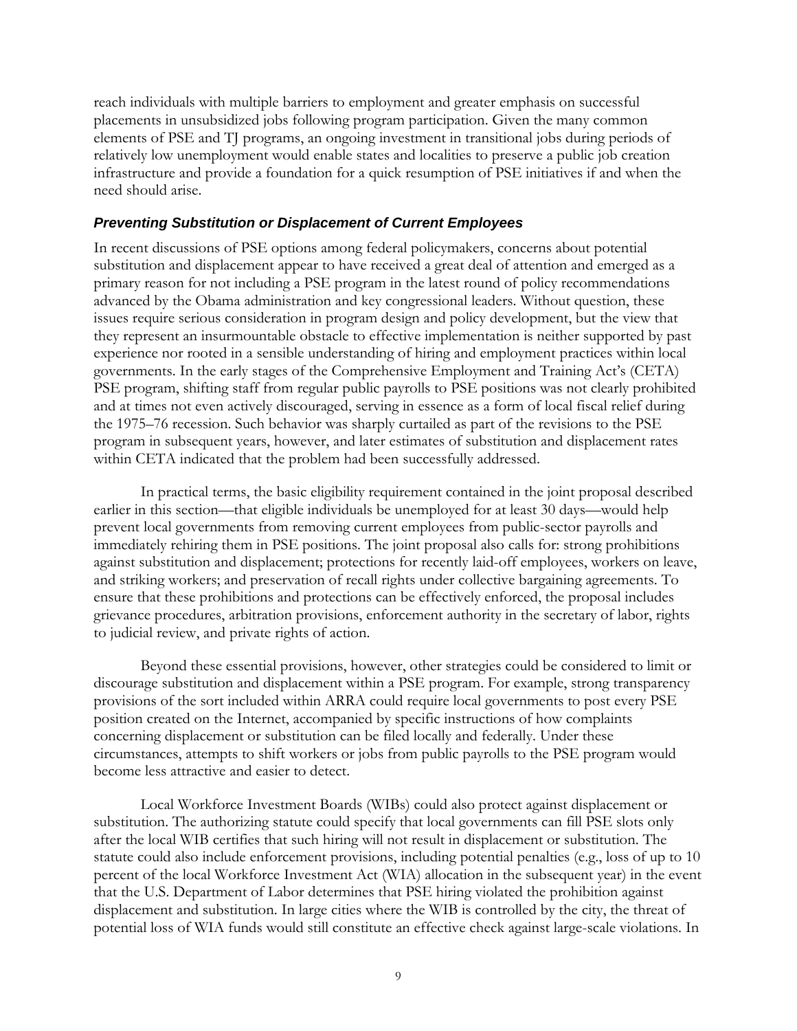reach individuals with multiple barriers to employment and greater emphasis on successful placements in unsubsidized jobs following program participation. Given the many common elements of PSE and TJ programs, an ongoing investment in transitional jobs during periods of relatively low unemployment would enable states and localities to preserve a public job creation infrastructure and provide a foundation for a quick resumption of PSE initiatives if and when the need should arise.

### *Preventing Substitution or Displacement of Current Employees*

In recent discussions of PSE options among federal policymakers, concerns about potential substitution and displacement appear to have received a great deal of attention and emerged as a primary reason for not including a PSE program in the latest round of policy recommendations advanced by the Obama administration and key congressional leaders. Without question, these issues require serious consideration in program design and policy development, but the view that they represent an insurmountable obstacle to effective implementation is neither supported by past experience nor rooted in a sensible understanding of hiring and employment practices within local governments. In the early stages of the Comprehensive Employment and Training Act's (CETA) PSE program, shifting staff from regular public payrolls to PSE positions was not clearly prohibited and at times not even actively discouraged, serving in essence as a form of local fiscal relief during the 1975–76 recession. Such behavior was sharply curtailed as part of the revisions to the PSE program in subsequent years, however, and later estimates of substitution and displacement rates within CETA indicated that the problem had been successfully addressed.

In practical terms, the basic eligibility requirement contained in the joint proposal described earlier in this section—that eligible individuals be unemployed for at least 30 days—would help prevent local governments from removing current employees from public-sector payrolls and immediately rehiring them in PSE positions. The joint proposal also calls for: strong prohibitions against substitution and displacement; protections for recently laid-off employees, workers on leave, and striking workers; and preservation of recall rights under collective bargaining agreements. To ensure that these prohibitions and protections can be effectively enforced, the proposal includes grievance procedures, arbitration provisions, enforcement authority in the secretary of labor, rights to judicial review, and private rights of action.

Beyond these essential provisions, however, other strategies could be considered to limit or discourage substitution and displacement within a PSE program. For example, strong transparency provisions of the sort included within ARRA could require local governments to post every PSE position created on the Internet, accompanied by specific instructions of how complaints concerning displacement or substitution can be filed locally and federally. Under these circumstances, attempts to shift workers or jobs from public payrolls to the PSE program would become less attractive and easier to detect.

Local Workforce Investment Boards (WIBs) could also protect against displacement or substitution. The authorizing statute could specify that local governments can fill PSE slots only after the local WIB certifies that such hiring will not result in displacement or substitution. The statute could also include enforcement provisions, including potential penalties (e.g., loss of up to 10 percent of the local Workforce Investment Act (WIA) allocation in the subsequent year) in the event that the U.S. Department of Labor determines that PSE hiring violated the prohibition against displacement and substitution. In large cities where the WIB is controlled by the city, the threat of potential loss of WIA funds would still constitute an effective check against large-scale violations. In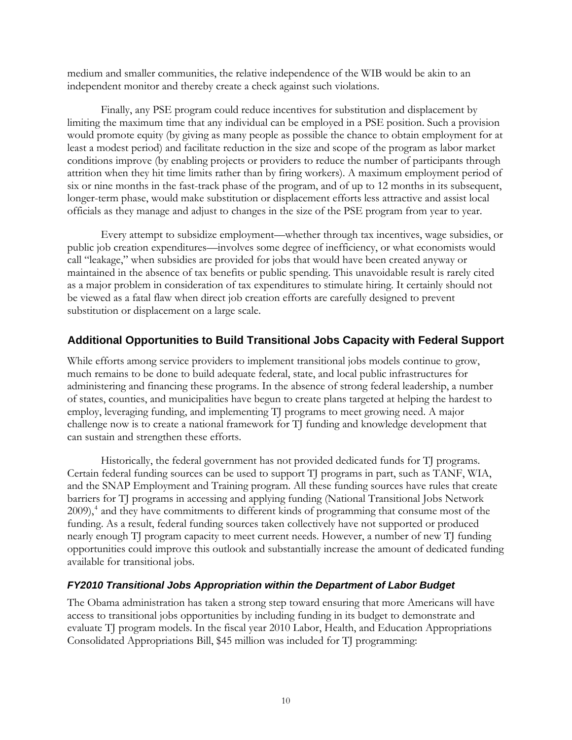medium and smaller communities, the relative independence of the WIB would be akin to an independent monitor and thereby create a check against such violations.

Finally, any PSE program could reduce incentives for substitution and displacement by limiting the maximum time that any individual can be employed in a PSE position. Such a provision would promote equity (by giving as many people as possible the chance to obtain employment for at least a modest period) and facilitate reduction in the size and scope of the program as labor market conditions improve (by enabling projects or providers to reduce the number of participants through attrition when they hit time limits rather than by firing workers). A maximum employment period of six or nine months in the fast-track phase of the program, and of up to 12 months in its subsequent, longer-term phase, would make substitution or displacement efforts less attractive and assist local officials as they manage and adjust to changes in the size of the PSE program from year to year.

Every attempt to subsidize employment—whether through tax incentives, wage subsidies, or public job creation expenditures—involves some degree of inefficiency, or what economists would call "leakage," when subsidies are provided for jobs that would have been created anyway or maintained in the absence of tax benefits or public spending. This unavoidable result is rarely cited as a major problem in consideration of tax expenditures to stimulate hiring. It certainly should not be viewed as a fatal flaw when direct job creation efforts are carefully designed to prevent substitution or displacement on a large scale.

## Additional Opportunities to Build Transitional Jobs Capacity with Federal Support

While efforts among service providers to implement transitional jobs models continue to grow, much remains to be done to build adequate federal, state, and local public infrastructures for administering and financing these programs. In the absence of strong federal leadership, a number of states, counties, and municipalities have begun to create plans targeted at helping the hardest to employ, leveraging funding, and implementing TJ programs to meet growing need. A major challenge now is to create a national framework for TJ funding and knowledge development that can sustain and strengthen these efforts.

Historically, the federal government has not provided dedicated funds for TJ programs. Certain federal funding sources can be used to support TJ programs in part, such as TANF, WIA, and the SNAP Employment and Training program. All these funding sources have rules that create barriers for TJ programs in accessing and applying funding (National Transitional Jobs Network 2009),[4] and they have commitments to different kinds of programming that consume most of the funding. As a result, federal funding sources taken collectively have not supported or produced nearly enough TJ program capacity to meet current needs. However, a number of new TJ funding opportunities could improve this outlook and substantially increase the amount of dedicated funding available for transitional jobs.

### *FY2010 Transitional Jobs Appropriation within the Department of Labor Budget*

The Obama administration has taken a strong step toward ensuring that more Americans will have access to transitional jobs opportunities by including funding in its budget to demonstrate and evaluate TJ program models. In the fiscal year 2010 Labor, Health, and Education Appropriations Consolidated Appropriations Bill, $45 million was included for TJ programming: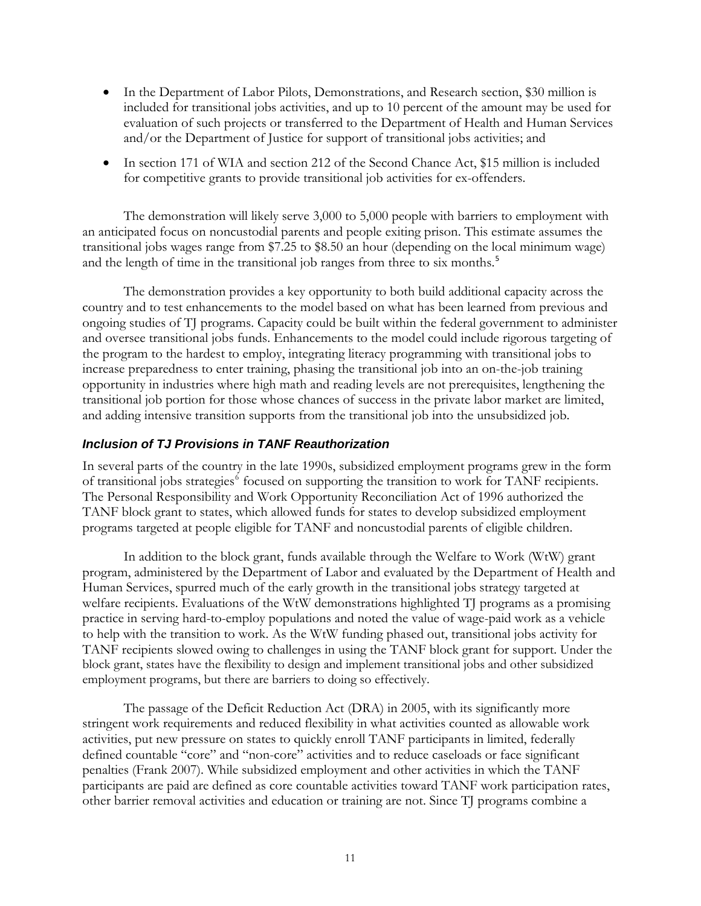- In the Department of Labor Pilots, Demonstrations, and Research section, $30 million is included for transitional jobs activities, and up to 10 percent of the amount may be used for evaluation of such projects or transferred to the Department of Health and Human Services and/or the Department of Justice for support of transitional jobs activities; and
- In section 171 of WIA and section 212 of the Second Chance Act, $15 million is included for competitive grants to provide transitional job activities for ex-offenders.

The demonstration will likely serve 3,000 to 5,000 people with barriers to employment with an anticipated focus on noncustodial parents and people exiting prison. This estimate assumes the transitional jobs wages range from $7.25 to $8.50 an hour (depending on the local minimum wage) and the length of time in the transitional job ranges from three to six months.[5]

The demonstration provides a key opportunity to both build additional capacity across the country and to test enhancements to the model based on what has been learned from previous and ongoing studies of TJ programs. Capacity could be built within the federal government to administer and oversee transitional jobs funds. Enhancements to the model could include rigorous targeting of the program to the hardest to employ, integrating literacy programming with transitional jobs to increase preparedness to enter training, phasing the transitional job into an on-the-job training opportunity in industries where high math and reading levels are not prerequisites, lengthening the transitional job portion for those whose chances of success in the private labor market are limited, and adding intensive transition supports from the transitional job into the unsubsidized job.

### *Inclusion of TJ Provisions in TANF Reauthorization*

In several parts of the country in the late 1990s, subsidized employment programs grew in the form of transitional jobs strategies[6] focused on supporting the transition to work for TANF recipients. The Personal Responsibility and Work Opportunity Reconciliation Act of 1996 authorized the TANF block grant to states, which allowed funds for states to develop subsidized employment programs targeted at people eligible for TANF and noncustodial parents of eligible children.

In addition to the block grant, funds available through the Welfare to Work (WtW) grant program, administered by the Department of Labor and evaluated by the Department of Health and Human Services, spurred much of the early growth in the transitional jobs strategy targeted at welfare recipients. Evaluations of the WtW demonstrations highlighted TJ programs as a promising practice in serving hard-to-employ populations and noted the value of wage-paid work as a vehicle to help with the transition to work. As the WtW funding phased out, transitional jobs activity for TANF recipients slowed owing to challenges in using the TANF block grant for support. Under the block grant, states have the flexibility to design and implement transitional jobs and other subsidized employment programs, but there are barriers to doing so effectively.

The passage of the Deficit Reduction Act (DRA) in 2005, with its significantly more stringent work requirements and reduced flexibility in what activities counted as allowable work activities, put new pressure on states to quickly enroll TANF participants in limited, federally defined countable "core" and "non-core" activities and to reduce caseloads or face significant penalties (Frank 2007). While subsidized employment and other activities in which the TANF participants are paid are defined as core countable activities toward TANF work participation rates, other barrier removal activities and education or training are not. Since TJ programs combine a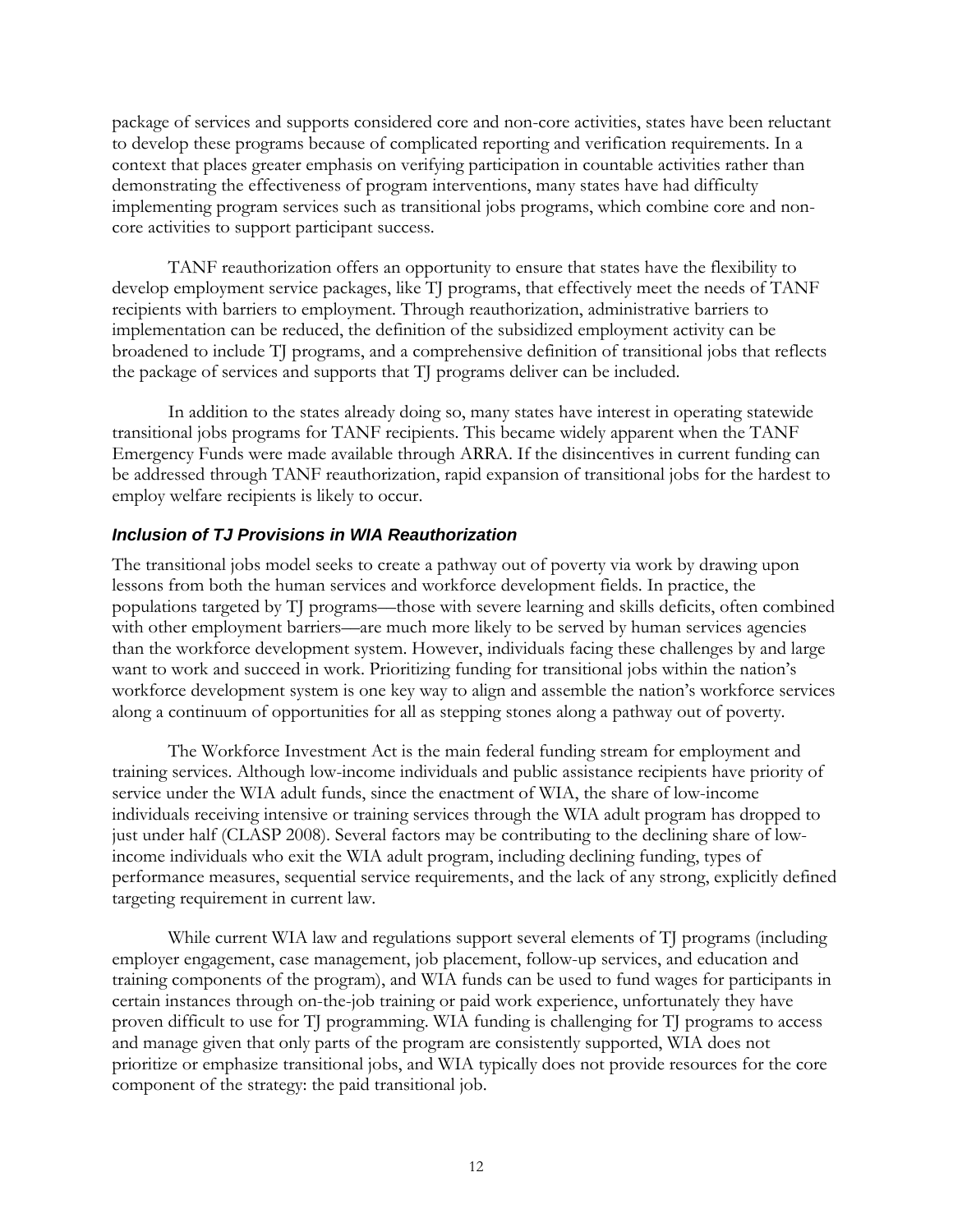package of services and supports considered core and non-core activities, states have been reluctant to develop these programs because of complicated reporting and verification requirements. In a context that places greater emphasis on verifying participation in countable activities rather than demonstrating the effectiveness of program interventions, many states have had difficulty implementing program services such as transitional jobs programs, which combine core and non-core activities to support participant success.

TANF reauthorization offers an opportunity to ensure that states have the flexibility to develop employment service packages, like TJ programs, that effectively meet the needs of TANF recipients with barriers to employment. Through reauthorization, administrative barriers to implementation can be reduced, the definition of the subsidized employment activity can be broadened to include TJ programs, and a comprehensive definition of transitional jobs that reflects the package of services and supports that TJ programs deliver can be included.

In addition to the states already doing so, many states have interest in operating statewide transitional jobs programs for TANF recipients. This became widely apparent when the TANF Emergency Funds were made available through ARRA. If the disincentives in current funding can be addressed through TANF reauthorization, rapid expansion of transitional jobs for the hardest to employ welfare recipients is likely to occur.

### *Inclusion of TJ Provisions in WIA Reauthorization*

The transitional jobs model seeks to create a pathway out of poverty via work by drawing upon lessons from both the human services and workforce development fields. In practice, the populations targeted by TJ programs—those with severe learning and skills deficits, often combined with other employment barriers—are much more likely to be served by human services agencies than the workforce development system. However, individuals facing these challenges by and large want to work and succeed in work. Prioritizing funding for transitional jobs within the nation's workforce development system is one key way to align and assemble the nation's workforce services along a continuum of opportunities for all as stepping stones along a pathway out of poverty.

The Workforce Investment Act is the main federal funding stream for employment and training services. Although low-income individuals and public assistance recipients have priority of service under the WIA adult funds, since the enactment of WIA, the share of low-income individuals receiving intensive or training services through the WIA adult program has dropped to just under half (CLASP 2008). Several factors may be contributing to the declining share of low-income individuals who exit the WIA adult program, including declining funding, types of performance measures, sequential service requirements, and the lack of any strong, explicitly defined targeting requirement in current law.

While current WIA law and regulations support several elements of TJ programs (including employer engagement, case management, job placement, follow-up services, and education and training components of the program), and WIA funds can be used to fund wages for participants in certain instances through on-the-job training or paid work experience, unfortunately they have proven difficult to use for TJ programming. WIA funding is challenging for TJ programs to access and manage given that only parts of the program are consistently supported, WIA does not prioritize or emphasize transitional jobs, and WIA typically does not provide resources for the core component of the strategy: the paid transitional job.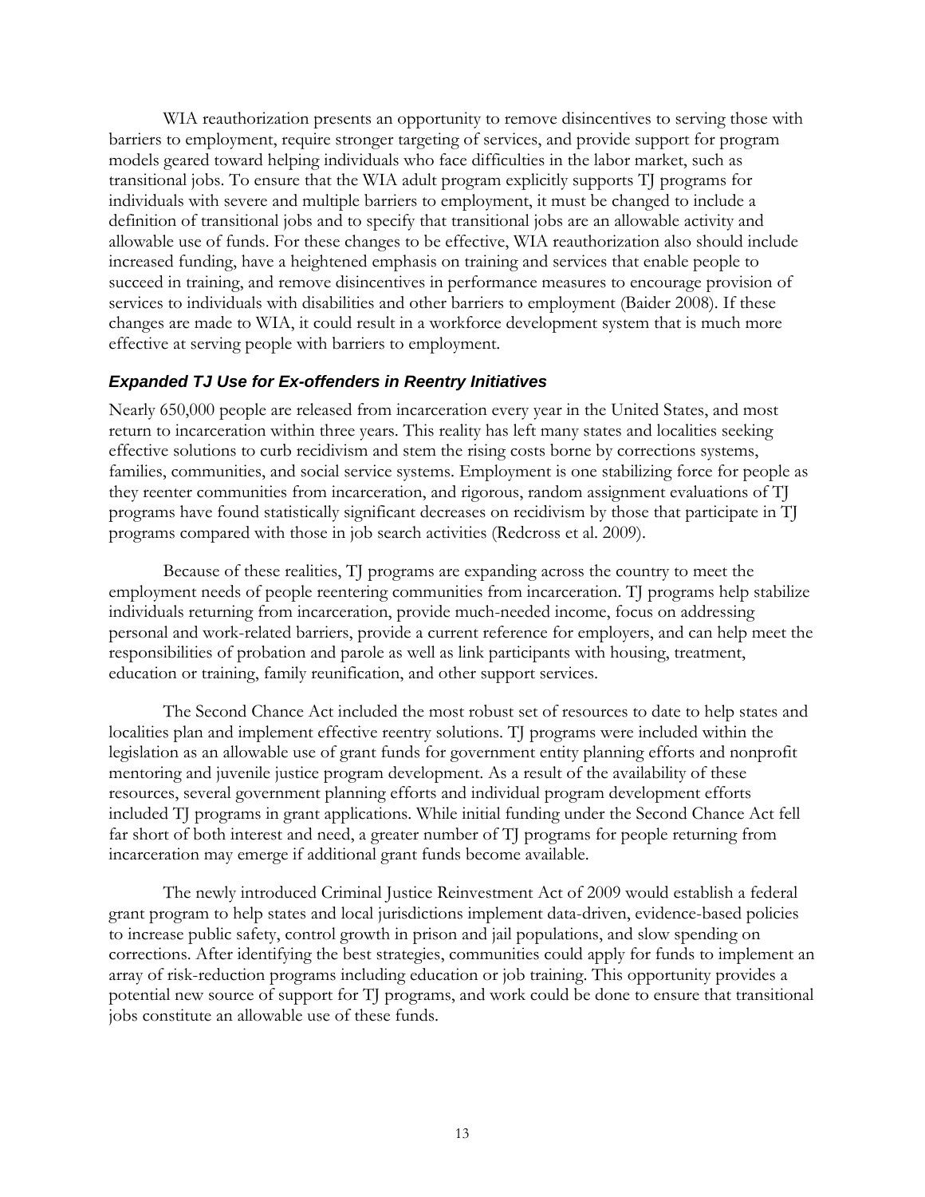WIA reauthorization presents an opportunity to remove disincentives to serving those with barriers to employment, require stronger targeting of services, and provide support for program models geared toward helping individuals who face difficulties in the labor market, such as transitional jobs. To ensure that the WIA adult program explicitly supports TJ programs for individuals with severe and multiple barriers to employment, it must be changed to include a definition of transitional jobs and to specify that transitional jobs are an allowable activity and allowable use of funds. For these changes to be effective, WIA reauthorization also should include increased funding, have a heightened emphasis on training and services that enable people to succeed in training, and remove disincentives in performance measures to encourage provision of services to individuals with disabilities and other barriers to employment (Baider 2008). If these changes are made to WIA, it could result in a workforce development system that is much more effective at serving people with barriers to employment.

### *Expanded TJ Use for Ex-offenders in Reentry Initiatives*

Nearly 650,000 people are released from incarceration every year in the United States, and most return to incarceration within three years. This reality has left many states and localities seeking effective solutions to curb recidivism and stem the rising costs borne by corrections systems, families, communities, and social service systems. Employment is one stabilizing force for people as they reenter communities from incarceration, and rigorous, random assignment evaluations of TJ programs have found statistically significant decreases on recidivism by those that participate in TJ programs compared with those in job search activities (Redcross et al. 2009).

Because of these realities, TJ programs are expanding across the country to meet the employment needs of people reentering communities from incarceration. TJ programs help stabilize individuals returning from incarceration, provide much-needed income, focus on addressing personal and work-related barriers, provide a current reference for employers, and can help meet the responsibilities of probation and parole as well as link participants with housing, treatment, education or training, family reunification, and other support services.

The Second Chance Act included the most robust set of resources to date to help states and localities plan and implement effective reentry solutions. TJ programs were included within the legislation as an allowable use of grant funds for government entity planning efforts and nonprofit mentoring and juvenile justice program development. As a result of the availability of these resources, several government planning efforts and individual program development efforts included TJ programs in grant applications. While initial funding under the Second Chance Act fell far short of both interest and need, a greater number of TJ programs for people returning from incarceration may emerge if additional grant funds become available.

The newly introduced Criminal Justice Reinvestment Act of 2009 would establish a federal grant program to help states and local jurisdictions implement data-driven, evidence-based policies to increase public safety, control growth in prison and jail populations, and slow spending on corrections. After identifying the best strategies, communities could apply for funds to implement an array of risk-reduction programs including education or job training. This opportunity provides a potential new source of support for TJ programs, and work could be done to ensure that transitional jobs constitute an allowable use of these funds.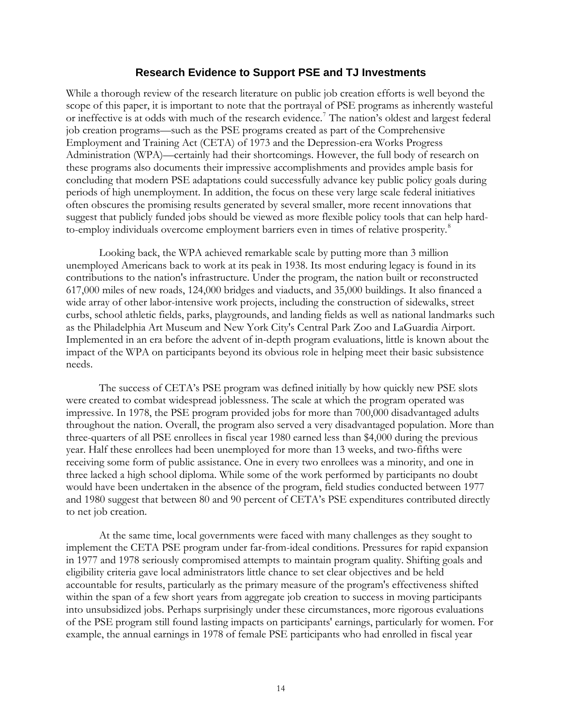## Research Evidence to Support PSE and TJ Investments

While a thorough review of the research literature on public job creation efforts is well beyond the scope of this paper, it is important to note that the portrayal of PSE programs as inherently wasteful or ineffective is at odds with much of the research evidence.[7] The nation's oldest and largest federal job creation programs—such as the PSE programs created as part of the Comprehensive Employment and Training Act (CETA) of 1973 and the Depression-era Works Progress Administration (WPA)—certainly had their shortcomings. However, the full body of research on these programs also documents their impressive accomplishments and provides ample basis for concluding that modern PSE adaptations could successfully advance key public policy goals during periods of high unemployment. In addition, the focus on these very large scale federal initiatives often obscures the promising results generated by several smaller, more recent innovations that suggest that publicly funded jobs should be viewed as more flexible policy tools that can help hard-to-employ individuals overcome employment barriers even in times of relative prosperity.[8]

Looking back, the WPA achieved remarkable scale by putting more than 3 million unemployed Americans back to work at its peak in 1938. Its most enduring legacy is found in its contributions to the nation's infrastructure. Under the program, the nation built or reconstructed 617,000 miles of new roads, 124,000 bridges and viaducts, and 35,000 buildings. It also financed a wide array of other labor-intensive work projects, including the construction of sidewalks, street curbs, school athletic fields, parks, playgrounds, and landing fields as well as national landmarks such as the Philadelphia Art Museum and New York City's Central Park Zoo and LaGuardia Airport. Implemented in an era before the advent of in-depth program evaluations, little is known about the impact of the WPA on participants beyond its obvious role in helping meet their basic subsistence needs.

The success of CETA's PSE program was defined initially by how quickly new PSE slots were created to combat widespread joblessness. The scale at which the program operated was impressive. In 1978, the PSE program provided jobs for more than 700,000 disadvantaged adults throughout the nation. Overall, the program also served a very disadvantaged population. More than three-quarters of all PSE enrollees in fiscal year 1980 earned less than $4,000 during the previous year. Half these enrollees had been unemployed for more than 13 weeks, and two-fifths were receiving some form of public assistance. One in every two enrollees was a minority, and one in three lacked a high school diploma. While some of the work performed by participants no doubt would have been undertaken in the absence of the program, field studies conducted between 1977 and 1980 suggest that between 80 and 90 percent of CETA's PSE expenditures contributed directly to net job creation.

At the same time, local governments were faced with many challenges as they sought to implement the CETA PSE program under far-from-ideal conditions. Pressures for rapid expansion in 1977 and 1978 seriously compromised attempts to maintain program quality. Shifting goals and eligibility criteria gave local administrators little chance to set clear objectives and be held accountable for results, particularly as the primary measure of the program's effectiveness shifted within the span of a few short years from aggregate job creation to success in moving participants into unsubsidized jobs. Perhaps surprisingly under these circumstances, more rigorous evaluations of the PSE program still found lasting impacts on participants' earnings, particularly for women. For example, the annual earnings in 1978 of female PSE participants who had enrolled in fiscal year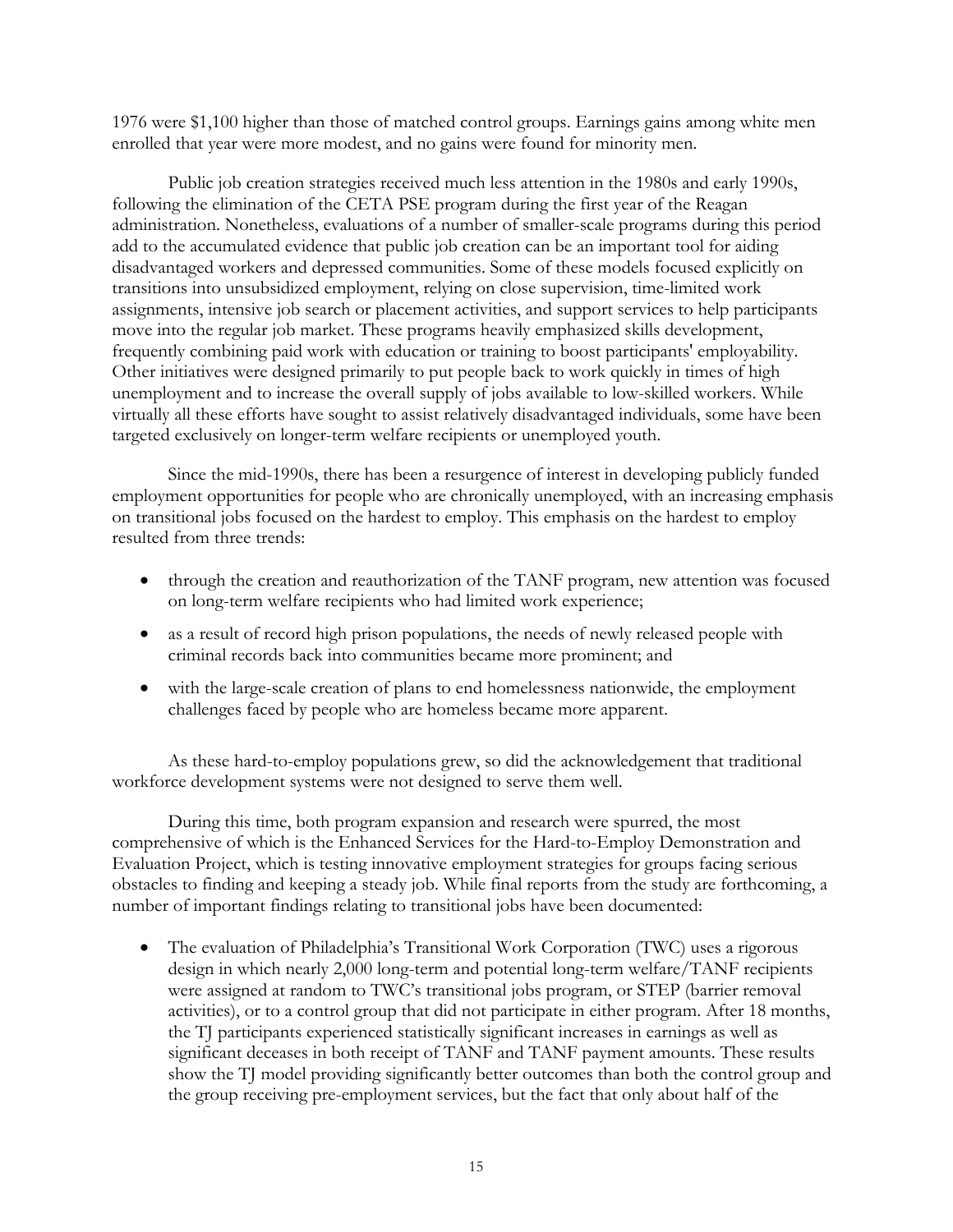1976 were $1,100 higher than those of matched control groups. Earnings gains among white men enrolled that year were more modest, and no gains were found for minority men.

Public job creation strategies received much less attention in the 1980s and early 1990s, following the elimination of the CETA PSE program during the first year of the Reagan administration. Nonetheless, evaluations of a number of smaller-scale programs during this period add to the accumulated evidence that public job creation can be an important tool for aiding disadvantaged workers and depressed communities. Some of these models focused explicitly on transitions into unsubsidized employment, relying on close supervision, time-limited work assignments, intensive job search or placement activities, and support services to help participants move into the regular job market. These programs heavily emphasized skills development, frequently combining paid work with education or training to boost participants' employability. Other initiatives were designed primarily to put people back to work quickly in times of high unemployment and to increase the overall supply of jobs available to low-skilled workers. While virtually all these efforts have sought to assist relatively disadvantaged individuals, some have been targeted exclusively on longer-term welfare recipients or unemployed youth.

Since the mid-1990s, there has been a resurgence of interest in developing publicly funded employment opportunities for people who are chronically unemployed, with an increasing emphasis on transitional jobs focused on the hardest to employ. This emphasis on the hardest to employ resulted from three trends:

- through the creation and reauthorization of the TANF program, new attention was focused on long-term welfare recipients who had limited work experience;
- as a result of record high prison populations, the needs of newly released people with criminal records back into communities became more prominent; and
- with the large-scale creation of plans to end homelessness nationwide, the employment challenges faced by people who are homeless became more apparent.

As these hard-to-employ populations grew, so did the acknowledgement that traditional workforce development systems were not designed to serve them well.

During this time, both program expansion and research were spurred, the most comprehensive of which is the Enhanced Services for the Hard-to-Employ Demonstration and Evaluation Project, which is testing innovative employment strategies for groups facing serious obstacles to finding and keeping a steady job. While final reports from the study are forthcoming, a number of important findings relating to transitional jobs have been documented:

- The evaluation of Philadelphia's Transitional Work Corporation (TWC) uses a rigorous design in which nearly 2,000 long-term and potential long-term welfare/TANF recipients were assigned at random to TWC's transitional jobs program, or STEP (barrier removal activities), or to a control group that did not participate in either program. After 18 months, the TJ participants experienced statistically significant increases in earnings as well as significant deceases in both receipt of TANF and TANF payment amounts. These results show the TJ model providing significantly better outcomes than both the control group and the group receiving pre-employment services, but the fact that only about half of the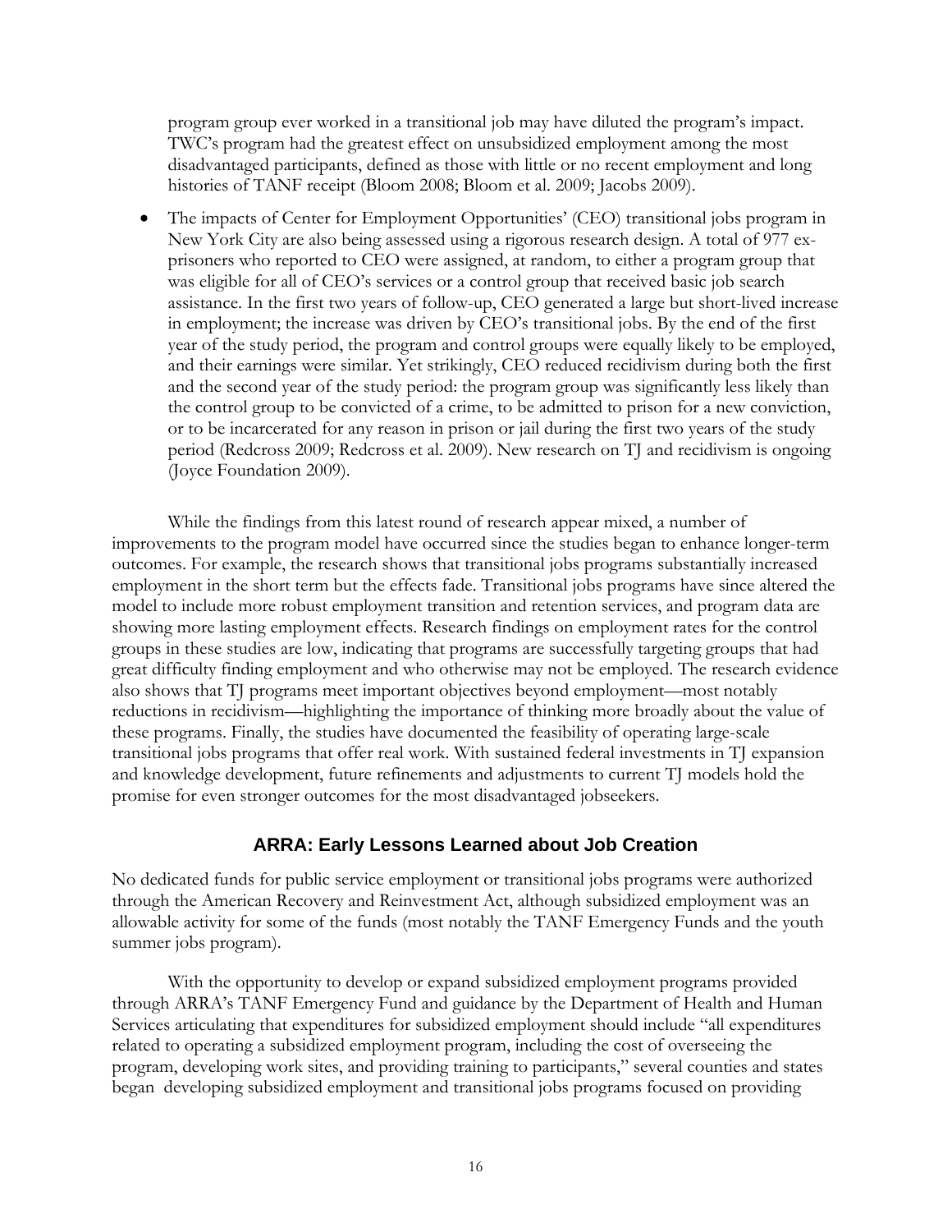program group ever worked in a transitional job may have diluted the program's impact. TWC's program had the greatest effect on unsubsidized employment among the most disadvantaged participants, defined as those with little or no recent employment and long histories of TANF receipt (Bloom 2008; Bloom et al. 2009; Jacobs 2009).

- The impacts of Center for Employment Opportunities' (CEO) transitional jobs program in New York City are also being assessed using a rigorous research design. A total of 977 ex-prisoners who reported to CEO were assigned, at random, to either a program group that was eligible for all of CEO's services or a control group that received basic job search assistance. In the first two years of follow-up, CEO generated a large but short-lived increase in employment; the increase was driven by CEO's transitional jobs. By the end of the first year of the study period, the program and control groups were equally likely to be employed, and their earnings were similar. Yet strikingly, CEO reduced recidivism during both the first and the second year of the study period: the program group was significantly less likely than the control group to be convicted of a crime, to be admitted to prison for a new conviction, or to be incarcerated for any reason in prison or jail during the first two years of the study period (Redcross 2009; Redcross et al. 2009). New research on TJ and recidivism is ongoing (Joyce Foundation 2009).

While the findings from this latest round of research appear mixed, a number of improvements to the program model have occurred since the studies began to enhance longer-term outcomes. For example, the research shows that transitional jobs programs substantially increased employment in the short term but the effects fade. Transitional jobs programs have since altered the model to include more robust employment transition and retention services, and program data are showing more lasting employment effects. Research findings on employment rates for the control groups in these studies are low, indicating that programs are successfully targeting groups that had great difficulty finding employment and who otherwise may not be employed. The research evidence also shows that TJ programs meet important objectives beyond employment—most notably reductions in recidivism—highlighting the importance of thinking more broadly about the value of these programs. Finally, the studies have documented the feasibility of operating large-scale transitional jobs programs that offer real work. With sustained federal investments in TJ expansion and knowledge development, future refinements and adjustments to current TJ models hold the promise for even stronger outcomes for the most disadvantaged jobseekers.

## ARRA: Early Lessons Learned about Job Creation

No dedicated funds for public service employment or transitional jobs programs were authorized through the American Recovery and Reinvestment Act, although subsidized employment was an allowable activity for some of the funds (most notably the TANF Emergency Funds and the youth summer jobs program).

With the opportunity to develop or expand subsidized employment programs provided through ARRA's TANF Emergency Fund and guidance by the Department of Health and Human Services articulating that expenditures for subsidized employment should include "all expenditures related to operating a subsidized employment program, including the cost of overseeing the program, developing work sites, and providing training to participants," several counties and states began developing subsidized employment and transitional jobs programs focused on providing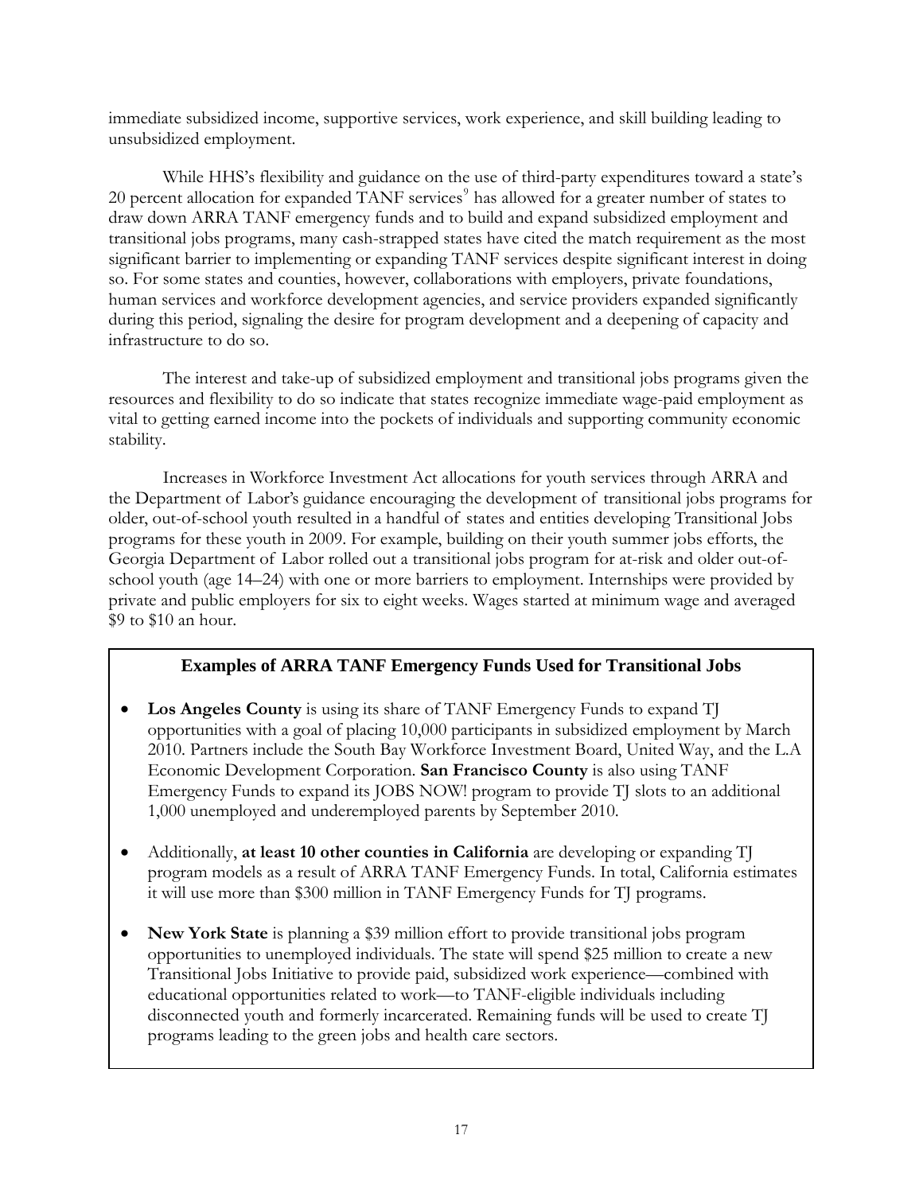immediate subsidized income, supportive services, work experience, and skill building leading to unsubsidized employment.

While HHS's flexibility and guidance on the use of third-party expenditures toward a state's 20 percent allocation for expanded TANF services[9] has allowed for a greater number of states to draw down ARRA TANF emergency funds and to build and expand subsidized employment and transitional jobs programs, many cash-strapped states have cited the match requirement as the most significant barrier to implementing or expanding TANF services despite significant interest in doing so. For some states and counties, however, collaborations with employers, private foundations, human services and workforce development agencies, and service providers expanded significantly during this period, signaling the desire for program development and a deepening of capacity and infrastructure to do so.

The interest and take-up of subsidized employment and transitional jobs programs given the resources and flexibility to do so indicate that states recognize immediate wage-paid employment as vital to getting earned income into the pockets of individuals and supporting community economic stability.

Increases in Workforce Investment Act allocations for youth services through ARRA and the Department of Labor's guidance encouraging the development of transitional jobs programs for older, out-of-school youth resulted in a handful of states and entities developing Transitional Jobs programs for these youth in 2009. For example, building on their youth summer jobs efforts, the Georgia Department of Labor rolled out a transitional jobs program for at-risk and older out-of-school youth (age 14–24) with one or more barriers to employment. Internships were provided by private and public employers for six to eight weeks. Wages started at minimum wage and averaged $9 to $10 an hour.

### Examples of ARRA TANF Emergency Funds Used for Transitional Jobs

- **Los Angeles County** is using its share of TANF Emergency Funds to expand TJ opportunities with a goal of placing 10,000 participants in subsidized employment by March 2010. Partners include the South Bay Workforce Investment Board, United Way, and the L.A Economic Development Corporation. **San Francisco County** is also using TANF Emergency Funds to expand its JOBS NOW! program to provide TJ slots to an additional 1,000 unemployed and underemployed parents by September 2010.

- Additionally, **at least 10 other counties in California** are developing or expanding TJ program models as a result of ARRA TANF Emergency Funds. In total, California estimates it will use more than $300 million in TANF Emergency Funds for TJ programs.

- **New York State** is planning a $39 million effort to provide transitional jobs program opportunities to unemployed individuals. The state will spend $25 million to create a new Transitional Jobs Initiative to provide paid, subsidized work experience—combined with educational opportunities related to work—to TANF-eligible individuals including disconnected youth and formerly incarcerated. Remaining funds will be used to create TJ programs leading to the green jobs and health care sectors.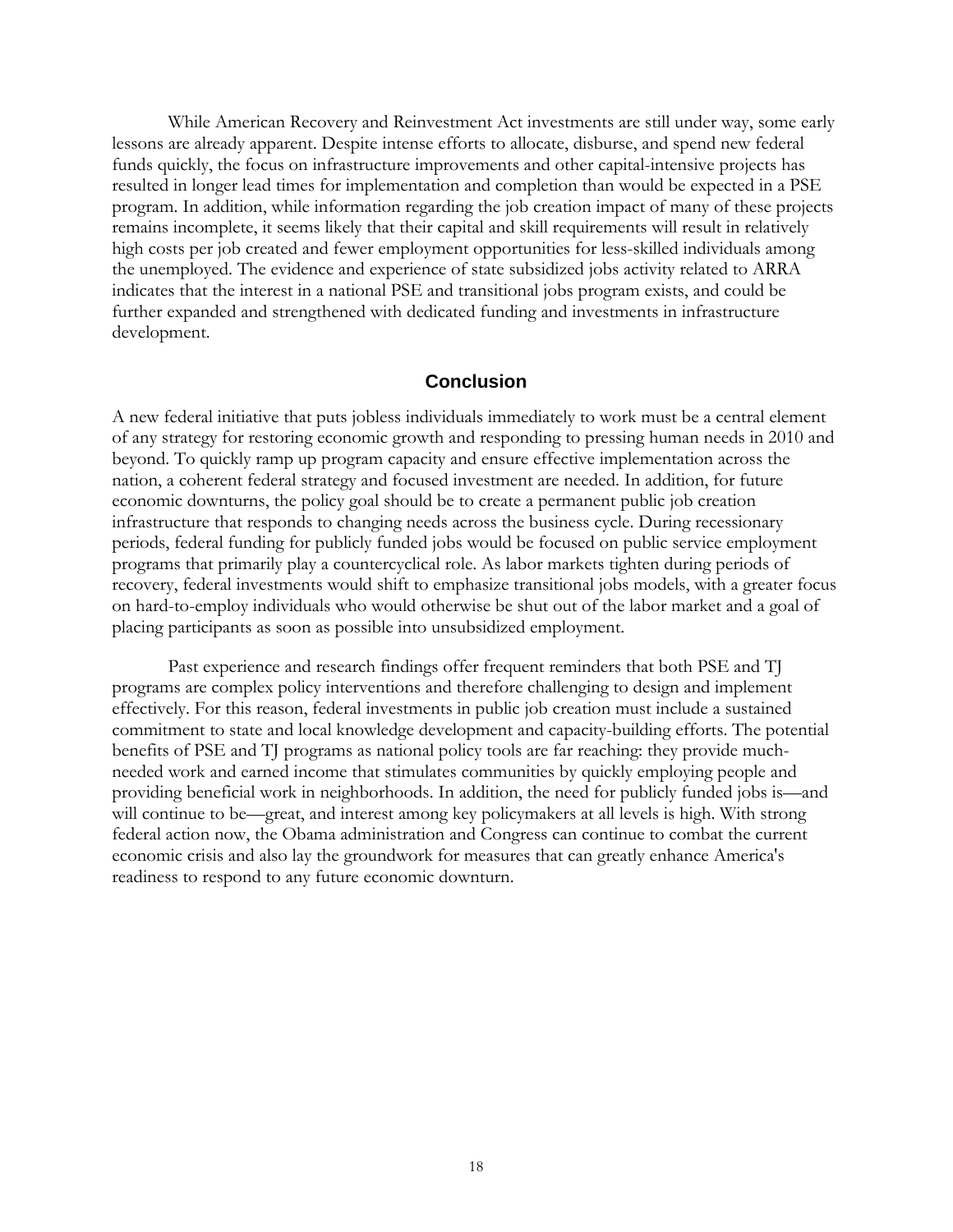While American Recovery and Reinvestment Act investments are still under way, some early lessons are already apparent. Despite intense efforts to allocate, disburse, and spend new federal funds quickly, the focus on infrastructure improvements and other capital-intensive projects has resulted in longer lead times for implementation and completion than would be expected in a PSE program. In addition, while information regarding the job creation impact of many of these projects remains incomplete, it seems likely that their capital and skill requirements will result in relatively high costs per job created and fewer employment opportunities for less-skilled individuals among the unemployed. The evidence and experience of state subsidized jobs activity related to ARRA indicates that the interest in a national PSE and transitional jobs program exists, and could be further expanded and strengthened with dedicated funding and investments in infrastructure development.

## Conclusion

A new federal initiative that puts jobless individuals immediately to work must be a central element of any strategy for restoring economic growth and responding to pressing human needs in 2010 and beyond. To quickly ramp up program capacity and ensure effective implementation across the nation, a coherent federal strategy and focused investment are needed. In addition, for future economic downturns, the policy goal should be to create a permanent public job creation infrastructure that responds to changing needs across the business cycle. During recessionary periods, federal funding for publicly funded jobs would be focused on public service employment programs that primarily play a countercyclical role. As labor markets tighten during periods of recovery, federal investments would shift to emphasize transitional jobs models, with a greater focus on hard-to-employ individuals who would otherwise be shut out of the labor market and a goal of placing participants as soon as possible into unsubsidized employment.

Past experience and research findings offer frequent reminders that both PSE and TJ programs are complex policy interventions and therefore challenging to design and implement effectively. For this reason, federal investments in public job creation must include a sustained commitment to state and local knowledge development and capacity-building efforts. The potential benefits of PSE and TJ programs as national policy tools are far reaching: they provide much-needed work and earned income that stimulates communities by quickly employing people and providing beneficial work in neighborhoods. In addition, the need for publicly funded jobs is—and will continue to be—great, and interest among key policymakers at all levels is high. With strong federal action now, the Obama administration and Congress can continue to combat the current economic crisis and also lay the groundwork for measures that can greatly enhance America's readiness to respond to any future economic downturn.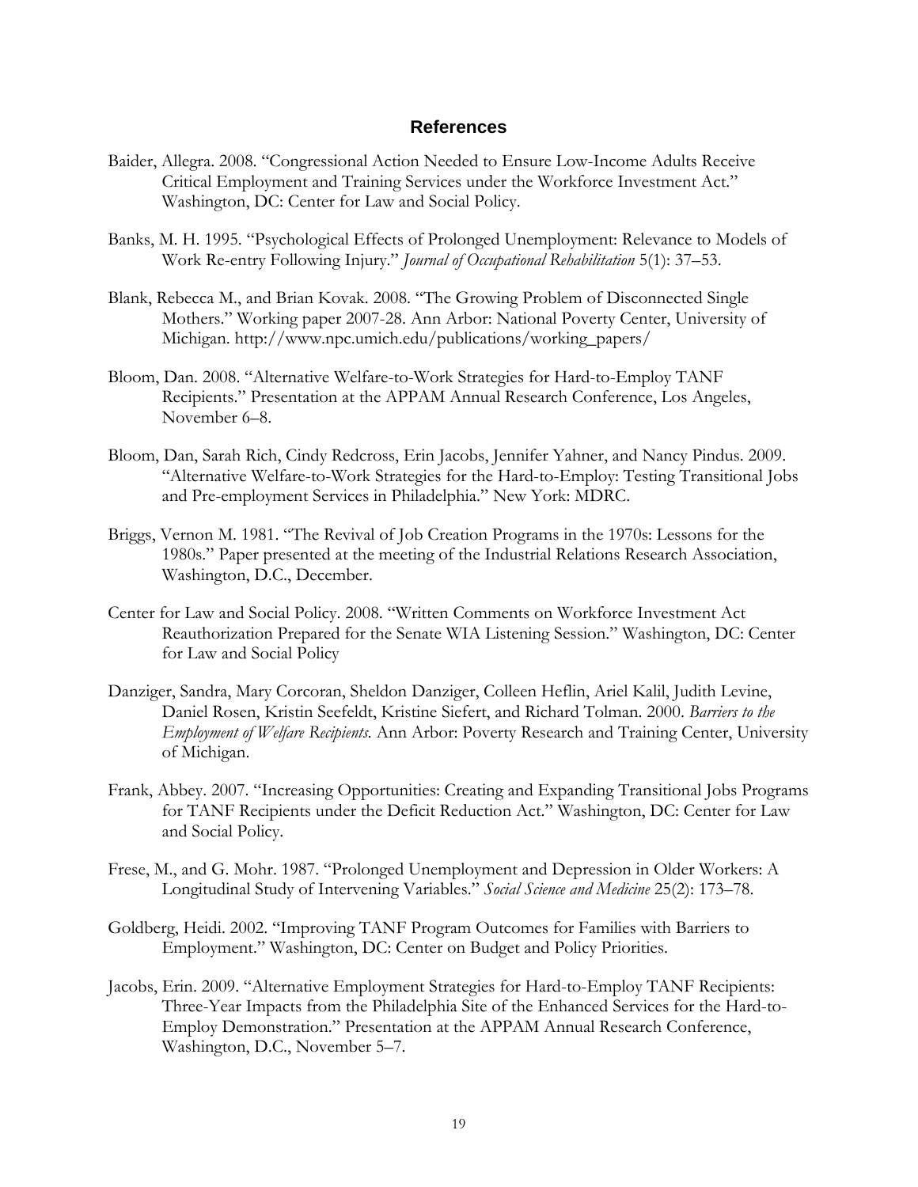## References

Baider, Allegra. 2008. "Congressional Action Needed to Ensure Low-Income Adults Receive Critical Employment and Training Services under the Workforce Investment Act." Washington, DC: Center for Law and Social Policy.

Banks, M. H. 1995. "Psychological Effects of Prolonged Unemployment: Relevance to Models of Work Re-entry Following Injury." *Journal of Occupational Rehabilitation* 5(1): 37–53.

Blank, Rebecca M., and Brian Kovak. 2008. "The Growing Problem of Disconnected Single Mothers." Working paper 2007-28. Ann Arbor: National Poverty Center, University of Michigan. http://www.npc.umich.edu/publications/working_papers/

Bloom, Dan. 2008. "Alternative Welfare-to-Work Strategies for Hard-to-Employ TANF Recipients." Presentation at the APPAM Annual Research Conference, Los Angeles, November 6–8.

Bloom, Dan, Sarah Rich, Cindy Redcross, Erin Jacobs, Jennifer Yahner, and Nancy Pindus. 2009. "Alternative Welfare-to-Work Strategies for the Hard-to-Employ: Testing Transitional Jobs and Pre-employment Services in Philadelphia." New York: MDRC.

Briggs, Vernon M. 1981. "The Revival of Job Creation Programs in the 1970s: Lessons for the 1980s." Paper presented at the meeting of the Industrial Relations Research Association, Washington, D.C., December.

Center for Law and Social Policy. 2008. "Written Comments on Workforce Investment Act Reauthorization Prepared for the Senate WIA Listening Session." Washington, DC: Center for Law and Social Policy

Danziger, Sandra, Mary Corcoran, Sheldon Danziger, Colleen Heflin, Ariel Kalil, Judith Levine, Daniel Rosen, Kristin Seefeldt, Kristine Siefert, and Richard Tolman. 2000. *Barriers to the Employment of Welfare Recipients.* Ann Arbor: Poverty Research and Training Center, University of Michigan.

Frank, Abbey. 2007. "Increasing Opportunities: Creating and Expanding Transitional Jobs Programs for TANF Recipients under the Deficit Reduction Act." Washington, DC: Center for Law and Social Policy.

Frese, M., and G. Mohr. 1987. "Prolonged Unemployment and Depression in Older Workers: A Longitudinal Study of Intervening Variables." *Social Science and Medicine* 25(2): 173–78.

Goldberg, Heidi. 2002. "Improving TANF Program Outcomes for Families with Barriers to Employment." Washington, DC: Center on Budget and Policy Priorities.

Jacobs, Erin. 2009. "Alternative Employment Strategies for Hard-to-Employ TANF Recipients: Three-Year Impacts from the Philadelphia Site of the Enhanced Services for the Hard-to-Employ Demonstration." Presentation at the APPAM Annual Research Conference, Washington, D.C., November 5–7.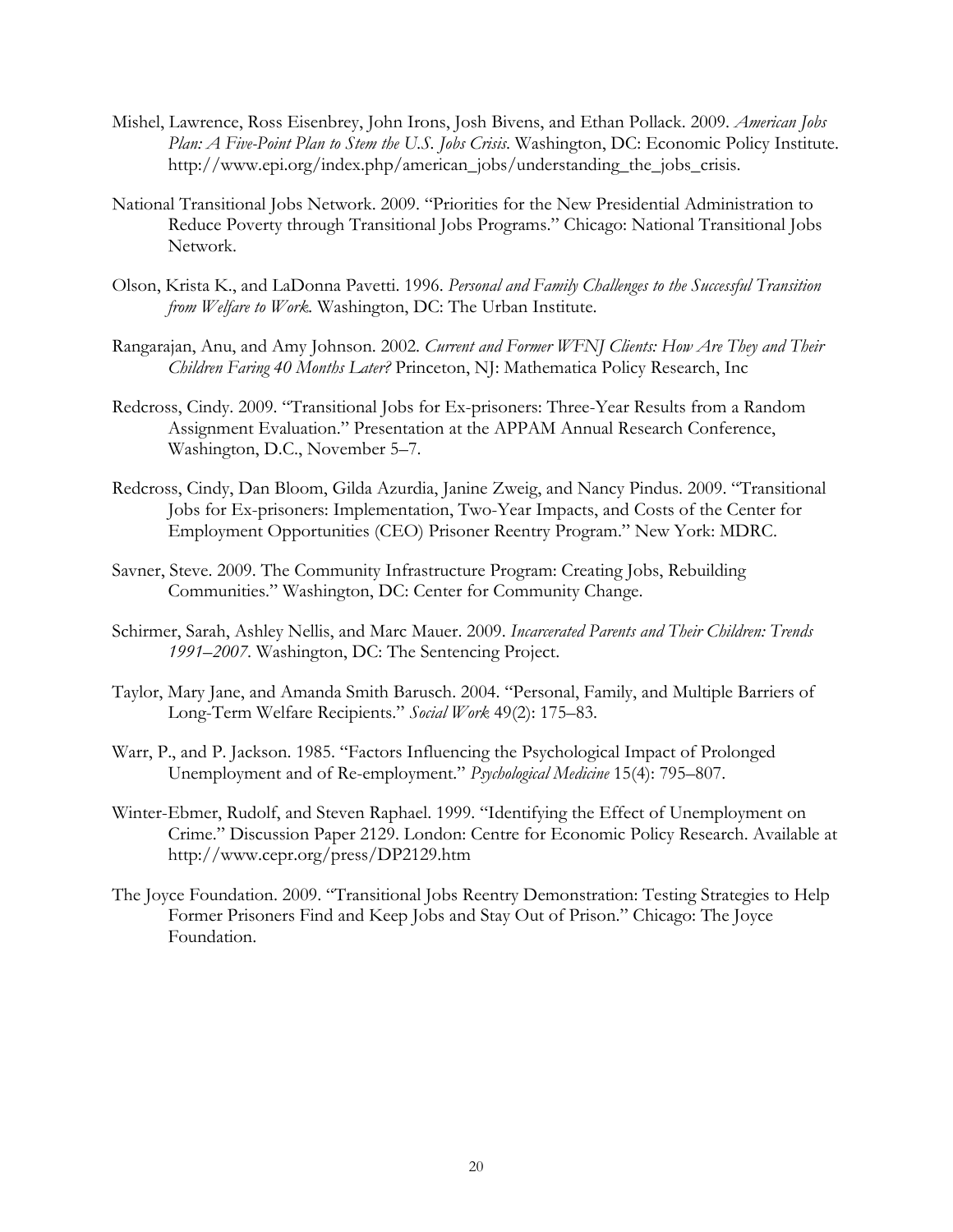Mishel, Lawrence, Ross Eisenbrey, John Irons, Josh Bivens, and Ethan Pollack. 2009. *American Jobs Plan: A Five-Point Plan to Stem the U.S. Jobs Crisis*. Washington, DC: Economic Policy Institute. http://www.epi.org/index.php/american_jobs/understanding_the_jobs_crisis.

National Transitional Jobs Network. 2009. "Priorities for the New Presidential Administration to Reduce Poverty through Transitional Jobs Programs." Chicago: National Transitional Jobs Network.

Olson, Krista K., and LaDonna Pavetti. 1996. *Personal and Family Challenges to the Successful Transition from Welfare to Work*. Washington, DC: The Urban Institute.

Rangarajan, Anu, and Amy Johnson. 2002. *Current and Former WFNJ Clients: How Are They and Their Children Faring 40 Months Later?* Princeton, NJ: Mathematica Policy Research, Inc

Redcross, Cindy. 2009. "Transitional Jobs for Ex-prisoners: Three-Year Results from a Random Assignment Evaluation." Presentation at the APPAM Annual Research Conference, Washington, D.C., November 5–7.

Redcross, Cindy, Dan Bloom, Gilda Azurdia, Janine Zweig, and Nancy Pindus. 2009. "Transitional Jobs for Ex-prisoners: Implementation, Two-Year Impacts, and Costs of the Center for Employment Opportunities (CEO) Prisoner Reentry Program." New York: MDRC.

Savner, Steve. 2009. The Community Infrastructure Program: Creating Jobs, Rebuilding Communities." Washington, DC: Center for Community Change.

Schirmer, Sarah, Ashley Nellis, and Marc Mauer. 2009. *Incarcerated Parents and Their Children: Trends 1991–2007*. Washington, DC: The Sentencing Project.

Taylor, Mary Jane, and Amanda Smith Barusch. 2004. "Personal, Family, and Multiple Barriers of Long-Term Welfare Recipients." *Social Work* 49(2): 175–83.

Warr, P., and P. Jackson. 1985. "Factors Influencing the Psychological Impact of Prolonged Unemployment and of Re-employment." *Psychological Medicine* 15(4): 795–807.

Winter-Ebmer, Rudolf, and Steven Raphael. 1999. "Identifying the Effect of Unemployment on Crime." Discussion Paper 2129. London: Centre for Economic Policy Research. Available at http://www.cepr.org/press/DP2129.htm

The Joyce Foundation. 2009. "Transitional Jobs Reentry Demonstration: Testing Strategies to Help Former Prisoners Find and Keep Jobs and Stay Out of Prison." Chicago: The Joyce Foundation.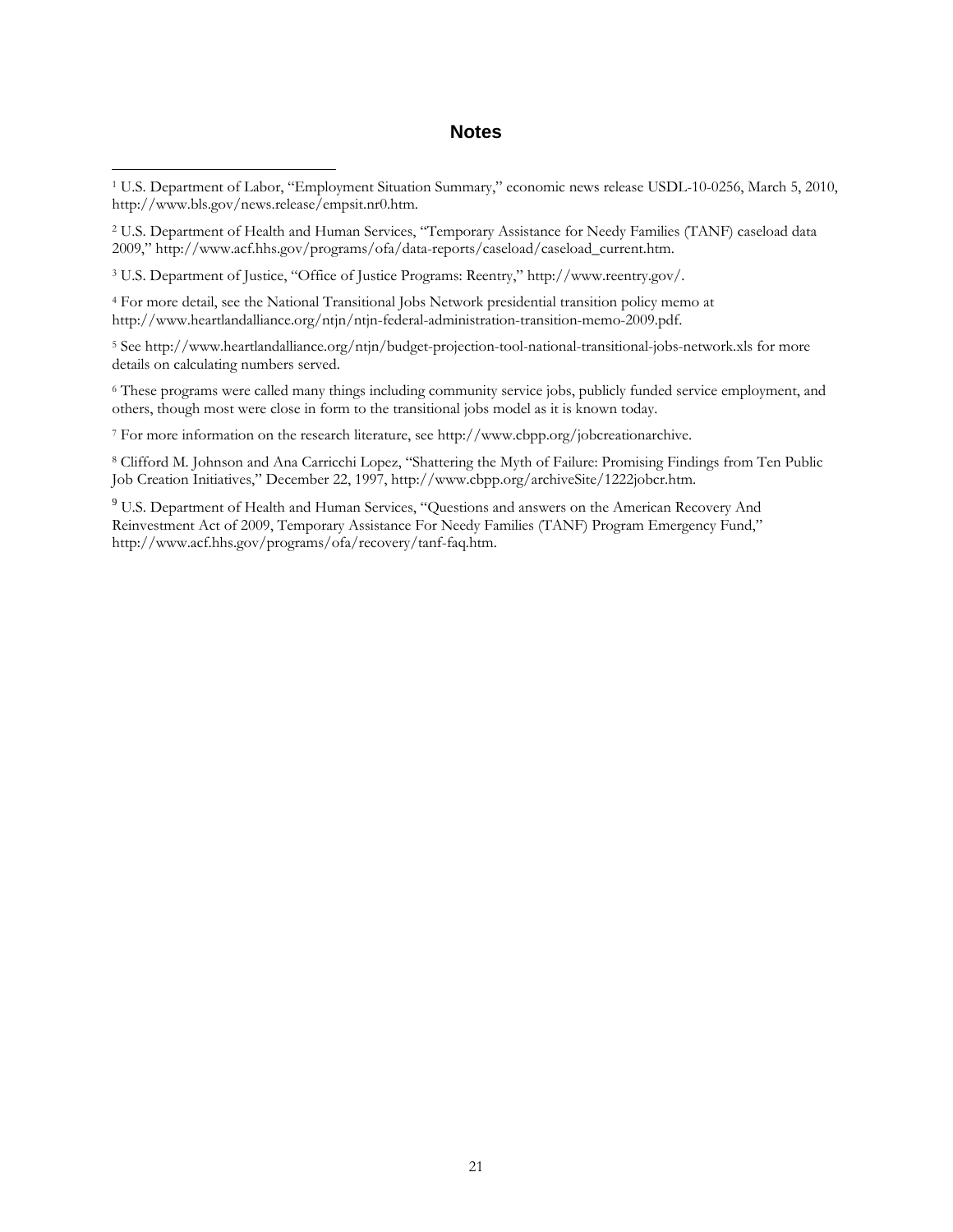## Notes

[1] U.S. Department of Labor, "Employment Situation Summary," economic news release USDL-10-0256, March 5, 2010, http://www.bls.gov/news.release/empsit.nr0.htm.

[2] U.S. Department of Health and Human Services, "Temporary Assistance for Needy Families (TANF) caseload data 2009," http://www.acf.hhs.gov/programs/ofa/data-reports/caseload/caseload_current.htm.

[3] U.S. Department of Justice, "Office of Justice Programs: Reentry," http://www.reentry.gov/.

[4] For more detail, see the National Transitional Jobs Network presidential transition policy memo at http://www.heartlandalliance.org/ntjn/ntjn-federal-administration-transition-memo-2009.pdf.

[5] See http://www.heartlandalliance.org/ntjn/budget-projection-tool-national-transitional-jobs-network.xls for more details on calculating numbers served.

[6] These programs were called many things including community service jobs, publicly funded service employment, and others, though most were close in form to the transitional jobs model as it is known today.

[7] For more information on the research literature, see http://www.cbpp.org/jobcreationarchive.

[8] Clifford M. Johnson and Ana Carricchi Lopez, "Shattering the Myth of Failure: Promising Findings from Ten Public Job Creation Initiatives," December 22, 1997, http://www.cbpp.org/archiveSite/1222jobcr.htm.

[9] U.S. Department of Health and Human Services, "Questions and answers on the American Recovery And Reinvestment Act of 2009, Temporary Assistance For Needy Families (TANF) Program Emergency Fund," http://www.acf.hhs.gov/programs/ofa/recovery/tanf-faq.htm.